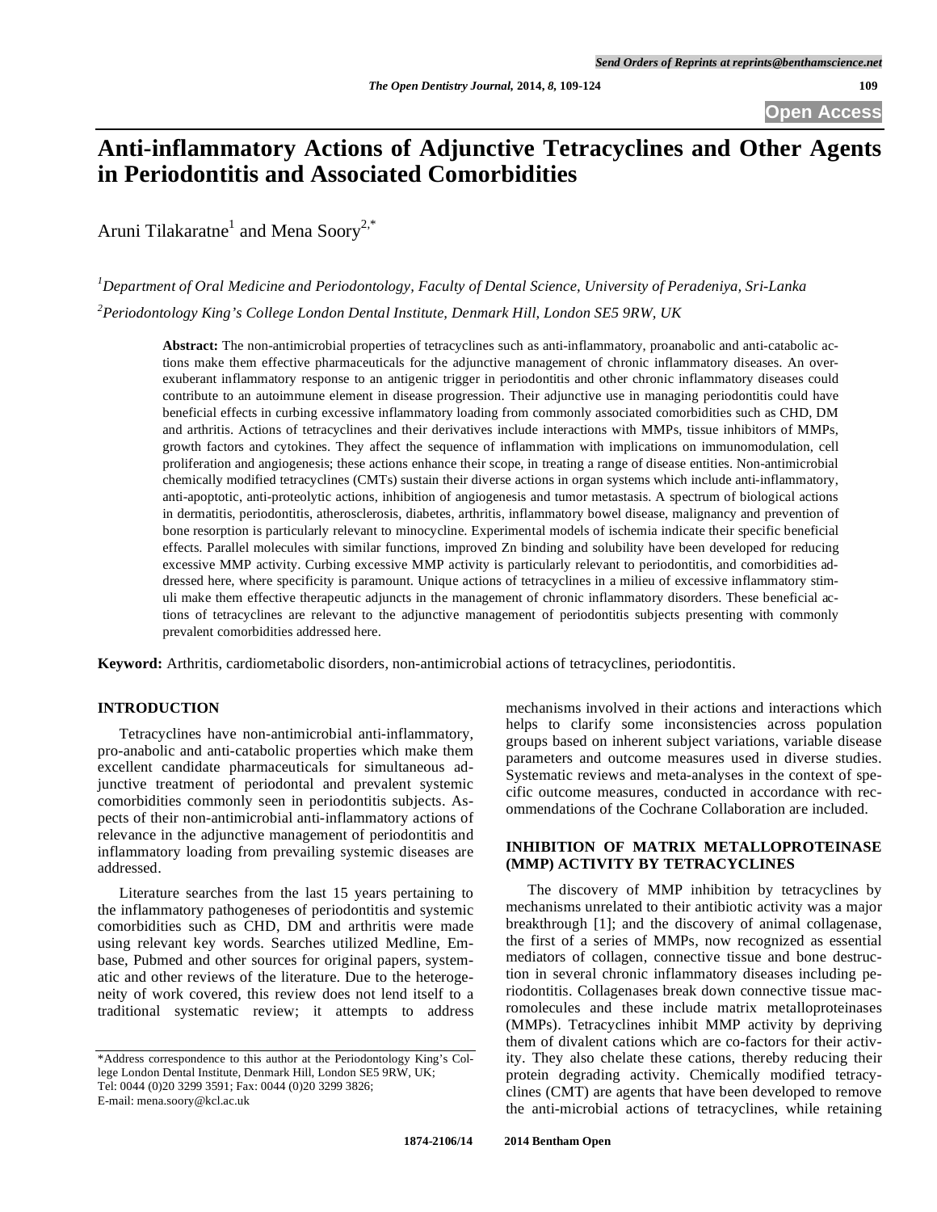# Anti-inflammatory Actions of Adjunctive Tetracyclines and Other Agents in Periodontitis and Associated Comorbidities

Aruni Tilakaratne[1] and Mena Soory[2,*]

[1]Department of Oral Medicine and Periodontology, Faculty of Dental Science, University of Peradeniya, Sri-Lanka

[2]Periodontology King's College London Dental Institute, Denmark Hill, London SE5 9RW, UK

**Abstract:** The non-antimicrobial properties of tetracyclines such as anti-inflammatory, proanabolic and anti-catabolic actions make them effective pharmaceuticals for the adjunctive management of chronic inflammatory diseases. An over-exuberant inflammatory response to an antigenic trigger in periodontitis and other chronic inflammatory diseases could contribute to an autoimmune element in disease progression. Their adjunctive use in managing periodontitis could have beneficial effects in curbing excessive inflammatory loading from commonly associated comorbidities such as CHD, DM and arthritis. Actions of tetracyclines and their derivatives include interactions with MMPs, tissue inhibitors of MMPs, growth factors and cytokines. They affect the sequence of inflammation with implications on immunomodulation, cell proliferation and angiogenesis; these actions enhance their scope, in treating a range of disease entities. Non-antimicrobial chemically modified tetracyclines (CMTs) sustain their diverse actions in organ systems which include anti-inflammatory, anti-apoptotic, anti-proteolytic actions, inhibition of angiogenesis and tumor metastasis. A spectrum of biological actions in dermatitis, periodontitis, atherosclerosis, diabetes, arthritis, inflammatory bowel disease, malignancy and prevention of bone resorption is particularly relevant to minocycline. Experimental models of ischemia indicate their specific beneficial effects. Parallel molecules with similar functions, improved Zn binding and solubility have been developed for reducing excessive MMP activity. Curbing excessive MMP activity is particularly relevant to periodontitis, and comorbidities addressed here, where specificity is paramount. Unique actions of tetracyclines in a milieu of excessive inflammatory stimuli make them effective therapeutic adjuncts in the management of chronic inflammatory disorders. These beneficial actions of tetracyclines are relevant to the adjunctive management of periodontitis subjects presenting with commonly prevalent comorbidities addressed here.

**Keyword:** Arthritis, cardiometabolic disorders, non-antimicrobial actions of tetracyclines, periodontitis.

## INTRODUCTION

Tetracyclines have non-antimicrobial anti-inflammatory, pro-anabolic and anti-catabolic properties which make them excellent candidate pharmaceuticals for simultaneous adjunctive treatment of periodontal and prevalent systemic comorbidities commonly seen in periodontitis subjects. Aspects of their non-antimicrobial anti-inflammatory actions of relevance in the adjunctive management of periodontitis and inflammatory loading from prevailing systemic diseases are addressed.

Literature searches from the last 15 years pertaining to the inflammatory pathogeneses of periodontitis and systemic comorbidities such as CHD, DM and arthritis were made using relevant key words. Searches utilized Medline, Embase, Pubmed and other sources for original papers, systematic and other reviews of the literature. Due to the heterogeneity of work covered, this review does not lend itself to a traditional systematic review; it attempts to address mechanisms involved in their actions and interactions which helps to clarify some inconsistencies across population groups based on inherent subject variations, variable disease parameters and outcome measures used in diverse studies. Systematic reviews and meta-analyses in the context of specific outcome measures, conducted in accordance with recommendations of the Cochrane Collaboration are included.

## INHIBITION OF MATRIX METALLOPROTEINASE (MMP) ACTIVITY BY TETRACYCLINES

The discovery of MMP inhibition by tetracyclines by mechanisms unrelated to their antibiotic activity was a major breakthrough [1]; and the discovery of animal collagenase, the first of a series of MMPs, now recognized as essential mediators of collagen, connective tissue and bone destruction in several chronic inflammatory diseases including periodontitis. Collagenases break down connective tissue macromolecules and these include matrix metalloproteinases (MMPs). Tetracyclines inhibit MMP activity by depriving them of divalent cations which are co-factors for their activity. They also chelate these cations, thereby reducing their protein degrading activity. Chemically modified tetracyclines (CMT) are agents that have been developed to remove the anti-microbial actions of tetracyclines, while retaining

*Address correspondence to this author at the Periodontology King's College London Dental Institute, Denmark Hill, London SE5 9RW, UK; Tel: 0044 (0)20 3299 3591; Fax: 0044 (0)20 3299 3826; E-mail: mena.soory@kcl.ac.uk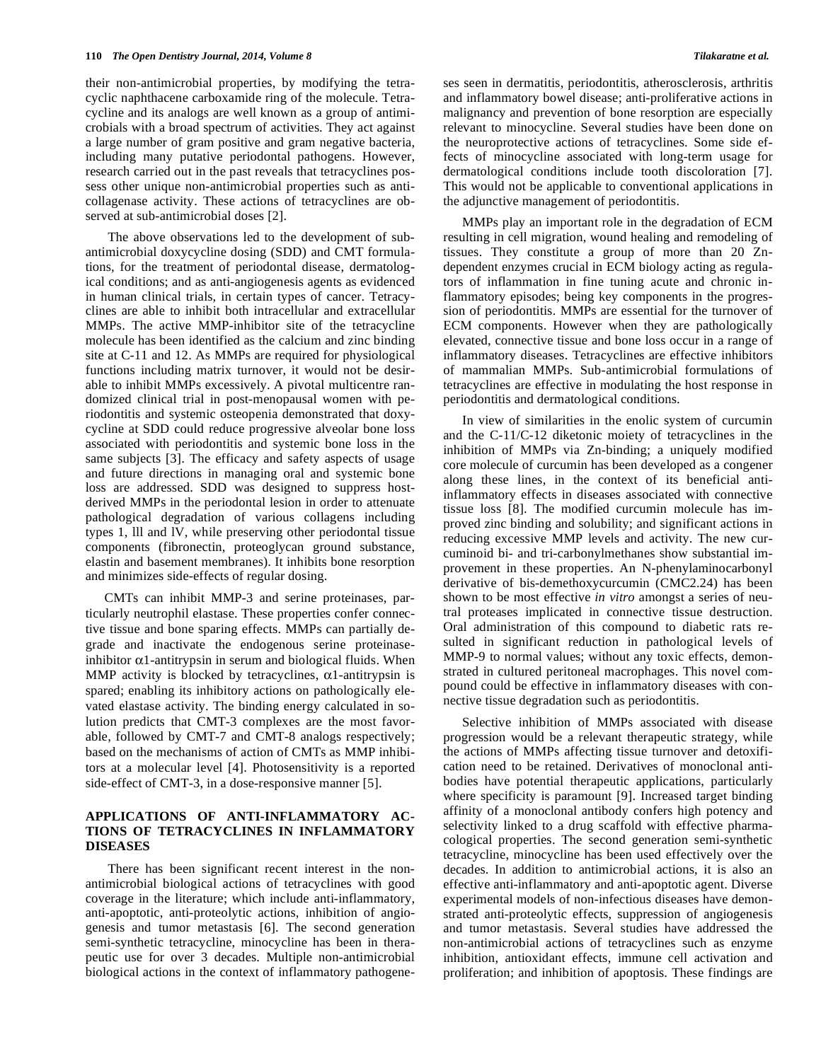their non-antimicrobial properties, by modifying the tetracyclic naphthacene carboxamide ring of the molecule. Tetracycline and its analogs are well known as a group of antimicrobials with a broad spectrum of activities. They act against a large number of gram positive and gram negative bacteria, including many putative periodontal pathogens. However, research carried out in the past reveals that tetracyclines possess other unique non-antimicrobial properties such as anti-collagenase activity. These actions of tetracyclines are observed at sub-antimicrobial doses [2].

The above observations led to the development of sub-antimicrobial doxycycline dosing (SDD) and CMT formulations, for the treatment of periodontal disease, dermatological conditions; and as anti-angiogenesis agents as evidenced in human clinical trials, in certain types of cancer. Tetracyclines are able to inhibit both intracellular and extracellular MMPs. The active MMP-inhibitor site of the tetracycline molecule has been identified as the calcium and zinc binding site at C-11 and 12. As MMPs are required for physiological functions including matrix turnover, it would not be desirable to inhibit MMPs excessively. A pivotal multicentre randomized clinical trial in post-menopausal women with periodontitis and systemic osteopenia demonstrated that doxycycline at SDD could reduce progressive alveolar bone loss associated with periodontitis and systemic bone loss in the same subjects [3]. The efficacy and safety aspects of usage and future directions in managing oral and systemic bone loss are addressed. SDD was designed to suppress host-derived MMPs in the periodontal lesion in order to attenuate pathological degradation of various collagens including types 1, lll and lV, while preserving other periodontal tissue components (fibronectin, proteoglycan ground substance, elastin and basement membranes). It inhibits bone resorption and minimizes side-effects of regular dosing.

CMTs can inhibit MMP-3 and serine proteinases, particularly neutrophil elastase. These properties confer connective tissue and bone sparing effects. MMPs can partially degrade and inactivate the endogenous serine proteinase-inhibitor $\alpha$1-antitrypsin in serum and biological fluids. When MMP activity is blocked by tetracyclines, $\alpha$1-antitrypsin is spared; enabling its inhibitory actions on pathologically elevated elastase activity. The binding energy calculated in solution predicts that CMT-3 complexes are the most favorable, followed by CMT-7 and CMT-8 analogs respectively; based on the mechanisms of action of CMTs as MMP inhibitors at a molecular level [4]. Photosensitivity is a reported side-effect of CMT-3, in a dose-responsive manner [5].

## APPLICATIONS OF ANTI-INFLAMMATORY ACTIONS OF TETRACYCLINES IN INFLAMMATORY DISEASES

There has been significant recent interest in the non-antimicrobial biological actions of tetracyclines with good coverage in the literature; which include anti-inflammatory, anti-apoptotic, anti-proteolytic actions, inhibition of angiogenesis and tumor metastasis [6]. The second generation semi-synthetic tetracycline, minocycline has been in therapeutic use for over 3 decades. Multiple non-antimicrobial biological actions in the context of inflammatory pathogeneses seen in dermatitis, periodontitis, atherosclerosis, arthritis and inflammatory bowel disease; anti-proliferative actions in malignancy and prevention of bone resorption are especially relevant to minocycline. Several studies have been done on the neuroprotective actions of tetracyclines. Some side effects of minocycline associated with long-term usage for dermatological conditions include tooth discoloration [7]. This would not be applicable to conventional applications in the adjunctive management of periodontitis.

MMPs play an important role in the degradation of ECM resulting in cell migration, wound healing and remodeling of tissues. They constitute a group of more than 20 Zn-dependent enzymes crucial in ECM biology acting as regulators of inflammation in fine tuning acute and chronic inflammatory episodes; being key components in the progression of periodontitis. MMPs are essential for the turnover of ECM components. However when they are pathologically elevated, connective tissue and bone loss occur in a range of inflammatory diseases. Tetracyclines are effective inhibitors of mammalian MMPs. Sub-antimicrobial formulations of tetracyclines are effective in modulating the host response in periodontitis and dermatological conditions.

In view of similarities in the enolic system of curcumin and the C-11/C-12 diketonic moiety of tetracyclines in the inhibition of MMPs via Zn-binding; a uniquely modified core molecule of curcumin has been developed as a congener along these lines, in the context of its beneficial anti-inflammatory effects in diseases associated with connective tissue loss [8]. The modified curcumin molecule has improved zinc binding and solubility; and significant actions in reducing excessive MMP levels and activity. The new curcuminoid bi- and tri-carbonylmethanes show substantial improvement in these properties. An N-phenylaminocarbonyl derivative of bis-demethoxycurcumin (CMC2.24) has been shown to be most effective *in vitro* amongst a series of neutral proteases implicated in connective tissue destruction. Oral administration of this compound to diabetic rats resulted in significant reduction in pathological levels of MMP-9 to normal values; without any toxic effects, demonstrated in cultured peritoneal macrophages. This novel compound could be effective in inflammatory diseases with connective tissue degradation such as periodontitis.

Selective inhibition of MMPs associated with disease progression would be a relevant therapeutic strategy, while the actions of MMPs affecting tissue turnover and detoxification need to be retained. Derivatives of monoclonal antibodies have potential therapeutic applications, particularly where specificity is paramount [9]. Increased target binding affinity of a monoclonal antibody confers high potency and selectivity linked to a drug scaffold with effective pharmacological properties. The second generation semi-synthetic tetracycline, minocycline has been used effectively over the decades. In addition to antimicrobial actions, it is also an effective anti-inflammatory and anti-apoptotic agent. Diverse experimental models of non-infectious diseases have demonstrated anti-proteolytic effects, suppression of angiogenesis and tumor metastasis. Several studies have addressed the non-antimicrobial actions of tetracyclines such as enzyme inhibition, antioxidant effects, immune cell activation and proliferation; and inhibition of apoptosis. These findings are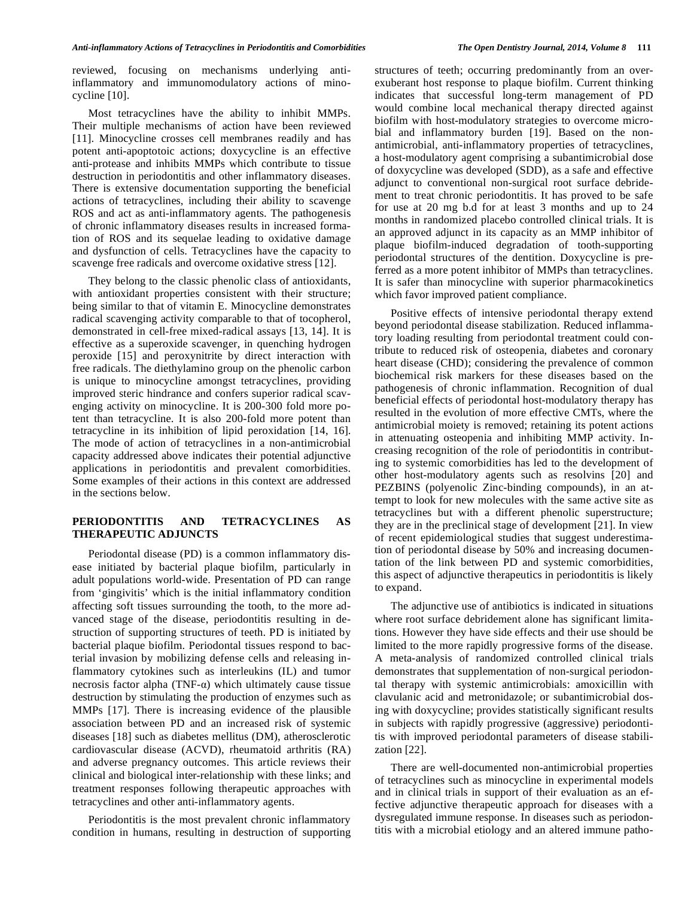reviewed, focusing on mechanisms underlying anti-inflammatory and immunomodulatory actions of minocycline [10].

Most tetracyclines have the ability to inhibit MMPs. Their multiple mechanisms of action have been reviewed [11]. Minocycline crosses cell membranes readily and has potent anti-apoptotoic actions; doxycycline is an effective anti-protease and inhibits MMPs which contribute to tissue destruction in periodontitis and other inflammatory diseases. There is extensive documentation supporting the beneficial actions of tetracyclines, including their ability to scavenge ROS and act as anti-inflammatory agents. The pathogenesis of chronic inflammatory diseases results in increased formation of ROS and its sequelae leading to oxidative damage and dysfunction of cells. Tetracyclines have the capacity to scavenge free radicals and overcome oxidative stress [12].

They belong to the classic phenolic class of antioxidants, with antioxidant properties consistent with their structure; being similar to that of vitamin E. Minocycline demonstrates radical scavenging activity comparable to that of tocopherol, demonstrated in cell-free mixed-radical assays [13, 14]. It is effective as a superoxide scavenger, in quenching hydrogen peroxide [15] and peroxynitrite by direct interaction with free radicals. The diethylamino group on the phenolic carbon is unique to minocycline amongst tetracyclines, providing improved steric hindrance and confers superior radical scavenging activity on minocycline. It is 200-300 fold more potent than tetracycline. It is also 200-fold more potent than tetracycline in its inhibition of lipid peroxidation [14, 16]. The mode of action of tetracyclines in a non-antimicrobial capacity addressed above indicates their potential adjunctive applications in periodontitis and prevalent comorbidities. Some examples of their actions in this context are addressed in the sections below.

## PERIODONTITIS AND TETRACYCLINES AS THERAPEUTIC ADJUNCTS

Periodontal disease (PD) is a common inflammatory disease initiated by bacterial plaque biofilm, particularly in adult populations world-wide. Presentation of PD can range from 'gingivitis' which is the initial inflammatory condition affecting soft tissues surrounding the tooth, to the more advanced stage of the disease, periodontitis resulting in destruction of supporting structures of teeth. PD is initiated by bacterial plaque biofilm. Periodontal tissues respond to bacterial invasion by mobilizing defense cells and releasing inflammatory cytokines such as interleukins (IL) and tumor necrosis factor alpha (TNF-$\alpha$) which ultimately cause tissue destruction by stimulating the production of enzymes such as MMPs [17]. There is increasing evidence of the plausible association between PD and an increased risk of systemic diseases [18] such as diabetes mellitus (DM), atherosclerotic cardiovascular disease (ACVD), rheumatoid arthritis (RA) and adverse pregnancy outcomes. This article reviews their clinical and biological inter-relationship with these links; and treatment responses following therapeutic approaches with tetracyclines and other anti-inflammatory agents.

Periodontitis is the most prevalent chronic inflammatory condition in humans, resulting in destruction of supporting structures of teeth; occurring predominantly from an over-exuberant host response to plaque biofilm. Current thinking indicates that successful long-term management of PD would combine local mechanical therapy directed against biofilm with host-modulatory strategies to overcome microbial and inflammatory burden [19]. Based on the non-antimicrobial, anti-inflammatory properties of tetracyclines, a host-modulatory agent comprising a subantimicrobial dose of doxycycline was developed (SDD), as a safe and effective adjunct to conventional non-surgical root surface debridement to treat chronic periodontitis. It has proved to be safe for use at 20 mg b.d for at least 3 months and up to 24 months in randomized placebo controlled clinical trials. It is an approved adjunct in its capacity as an MMP inhibitor of plaque biofilm-induced degradation of tooth-supporting periodontal structures of the dentition. Doxycycline is preferred as a more potent inhibitor of MMPs than tetracyclines. It is safer than minocycline with superior pharmacokinetics which favor improved patient compliance.

Positive effects of intensive periodontal therapy extend beyond periodontal disease stabilization. Reduced inflammatory loading resulting from periodontal treatment could contribute to reduced risk of osteopenia, diabetes and coronary heart disease (CHD); considering the prevalence of common biochemical risk markers for these diseases based on the pathogenesis of chronic inflammation. Recognition of dual beneficial effects of periodontal host-modulatory therapy has resulted in the evolution of more effective CMTs, where the antimicrobial moiety is removed; retaining its potent actions in attenuating osteopenia and inhibiting MMP activity. Increasing recognition of the role of periodontitis in contributing to systemic comorbidities has led to the development of other host-modulatory agents such as resolvins [20] and PEZBINS (polyenolic Zinc-binding compounds), in an attempt to look for new molecules with the same active site as tetracyclines but with a different phenolic superstructure; they are in the preclinical stage of development [21]. In view of recent epidemiological studies that suggest underestimation of periodontal disease by 50% and increasing documentation of the link between PD and systemic comorbidities, this aspect of adjunctive therapeutics in periodontitis is likely to expand.

The adjunctive use of antibiotics is indicated in situations where root surface debridement alone has significant limitations. However they have side effects and their use should be limited to the more rapidly progressive forms of the disease. A meta-analysis of randomized controlled clinical trials demonstrates that supplementation of non-surgical periodontal therapy with systemic antimicrobials: amoxicillin with clavulanic acid and metronidazole; or subantimicrobial dosing with doxycycline; provides statistically significant results in subjects with rapidly progressive (aggressive) periodontitis with improved periodontal parameters of disease stabilization [22].

There are well-documented non-antimicrobial properties of tetracyclines such as minocycline in experimental models and in clinical trials in support of their evaluation as an effective adjunctive therapeutic approach for diseases with a dysregulated immune response. In diseases such as periodontitis with a microbial etiology and an altered immune patho-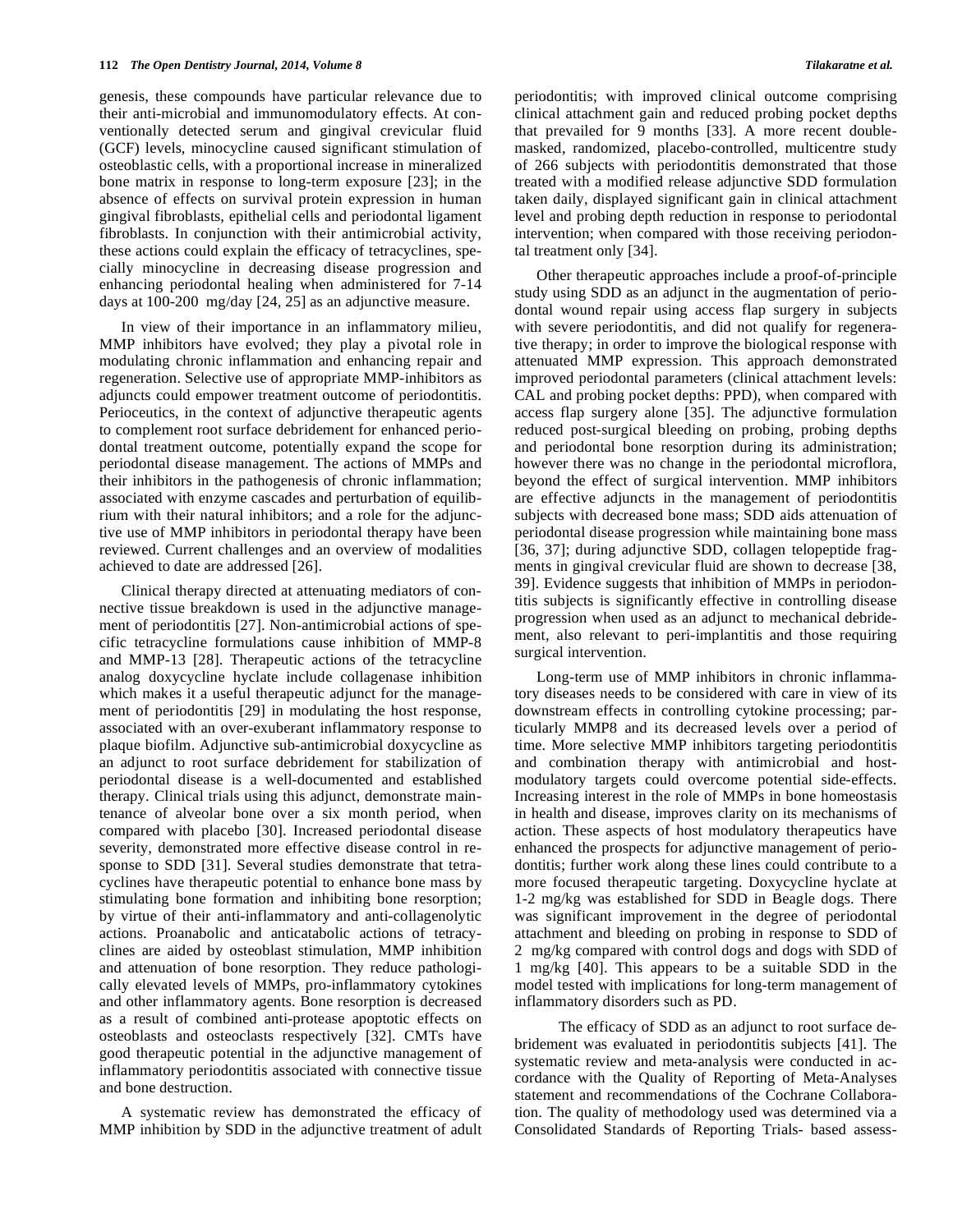genesis, these compounds have particular relevance due to their anti-microbial and immunomodulatory effects. At conventionally detected serum and gingival crevicular fluid (GCF) levels, minocycline caused significant stimulation of osteoblastic cells, with a proportional increase in mineralized bone matrix in response to long-term exposure [23]; in the absence of effects on survival protein expression in human gingival fibroblasts, epithelial cells and periodontal ligament fibroblasts. In conjunction with their antimicrobial activity, these actions could explain the efficacy of tetracyclines, specially minocycline in decreasing disease progression and enhancing periodontal healing when administered for 7-14 days at 100-200 mg/day [24, 25] as an adjunctive measure.

In view of their importance in an inflammatory milieu, MMP inhibitors have evolved; they play a pivotal role in modulating chronic inflammation and enhancing repair and regeneration. Selective use of appropriate MMP-inhibitors as adjuncts could empower treatment outcome of periodontitis. Perioceutics, in the context of adjunctive therapeutic agents to complement root surface debridement for enhanced periodontal treatment outcome, potentially expand the scope for periodontal disease management. The actions of MMPs and their inhibitors in the pathogenesis of chronic inflammation; associated with enzyme cascades and perturbation of equilibrium with their natural inhibitors; and a role for the adjunctive use of MMP inhibitors in periodontal therapy have been reviewed. Current challenges and an overview of modalities achieved to date are addressed [26].

Clinical therapy directed at attenuating mediators of connective tissue breakdown is used in the adjunctive management of periodontitis [27]. Non-antimicrobial actions of specific tetracycline formulations cause inhibition of MMP-8 and MMP-13 [28]. Therapeutic actions of the tetracycline analog doxycycline hyclate include collagenase inhibition which makes it a useful therapeutic adjunct for the management of periodontitis [29] in modulating the host response, associated with an over-exuberant inflammatory response to plaque biofilm. Adjunctive sub-antimicrobial doxycycline as an adjunct to root surface debridement for stabilization of periodontal disease is a well-documented and established therapy. Clinical trials using this adjunct, demonstrate maintenance of alveolar bone over a six month period, when compared with placebo [30]. Increased periodontal disease severity, demonstrated more effective disease control in response to SDD [31]. Several studies demonstrate that tetracyclines have therapeutic potential to enhance bone mass by stimulating bone formation and inhibiting bone resorption; by virtue of their anti-inflammatory and anti-collagenolytic actions. Proanabolic and anticatabolic actions of tetracyclines are aided by osteoblast stimulation, MMP inhibition and attenuation of bone resorption. They reduce pathologically elevated levels of MMPs, pro-inflammatory cytokines and other inflammatory agents. Bone resorption is decreased as a result of combined anti-protease apoptotic effects on osteoblasts and osteoclasts respectively [32]. CMTs have good therapeutic potential in the adjunctive management of inflammatory periodontitis associated with connective tissue and bone destruction.

A systematic review has demonstrated the efficacy of MMP inhibition by SDD in the adjunctive treatment of adult periodontitis; with improved clinical outcome comprising clinical attachment gain and reduced probing pocket depths that prevailed for 9 months [33]. A more recent double-masked, randomized, placebo-controlled, multicentre study of 266 subjects with periodontitis demonstrated that those treated with a modified release adjunctive SDD formulation taken daily, displayed significant gain in clinical attachment level and probing depth reduction in response to periodontal intervention; when compared with those receiving periodontal treatment only [34].

Other therapeutic approaches include a proof-of-principle study using SDD as an adjunct in the augmentation of periodontal wound repair using access flap surgery in subjects with severe periodontitis, and did not qualify for regenerative therapy; in order to improve the biological response with attenuated MMP expression. This approach demonstrated improved periodontal parameters (clinical attachment levels: CAL and probing pocket depths: PPD), when compared with access flap surgery alone [35]. The adjunctive formulation reduced post-surgical bleeding on probing, probing depths and periodontal bone resorption during its administration; however there was no change in the periodontal microflora, beyond the effect of surgical intervention. MMP inhibitors are effective adjuncts in the management of periodontitis subjects with decreased bone mass; SDD aids attenuation of periodontal disease progression while maintaining bone mass [36, 37]; during adjunctive SDD, collagen telopeptide fragments in gingival crevicular fluid are shown to decrease [38, 39]. Evidence suggests that inhibition of MMPs in periodontitis subjects is significantly effective in controlling disease progression when used as an adjunct to mechanical debridement, also relevant to peri-implantitis and those requiring surgical intervention.

Long-term use of MMP inhibitors in chronic inflammatory diseases needs to be considered with care in view of its downstream effects in controlling cytokine processing; particularly MMP8 and its decreased levels over a period of time. More selective MMP inhibitors targeting periodontitis and combination therapy with antimicrobial and host-modulatory targets could overcome potential side-effects. Increasing interest in the role of MMPs in bone homeostasis in health and disease, improves clarity on its mechanisms of action. These aspects of host modulatory therapeutics have enhanced the prospects for adjunctive management of periodontitis; further work along these lines could contribute to a more focused therapeutic targeting. Doxycycline hyclate at 1-2 mg/kg was established for SDD in Beagle dogs. There was significant improvement in the degree of periodontal attachment and bleeding on probing in response to SDD of 2 mg/kg compared with control dogs and dogs with SDD of 1 mg/kg [40]. This appears to be a suitable SDD in the model tested with implications for long-term management of inflammatory disorders such as PD.

The efficacy of SDD as an adjunct to root surface debridement was evaluated in periodontitis subjects [41]. The systematic review and meta-analysis were conducted in accordance with the Quality of Reporting of Meta-Analyses statement and recommendations of the Cochrane Collaboration. The quality of methodology used was determined via a Consolidated Standards of Reporting Trials- based assess-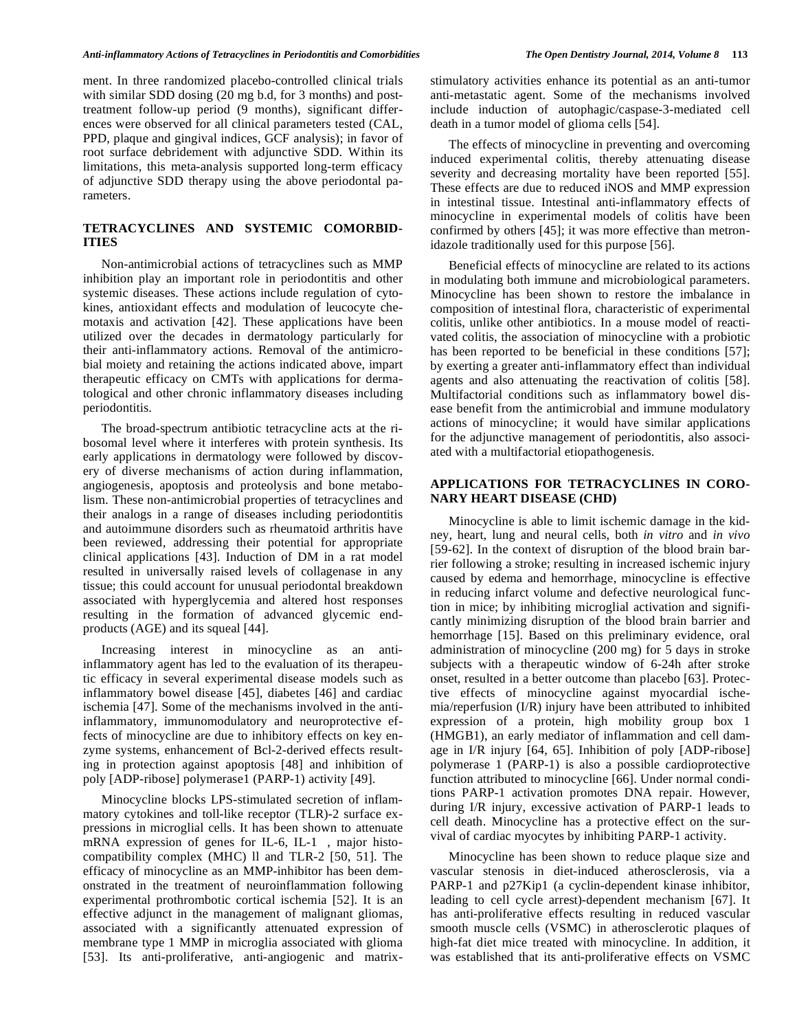ment. In three randomized placebo-controlled clinical trials with similar SDD dosing (20 mg b.d, for 3 months) and post-treatment follow-up period (9 months), significant differences were observed for all clinical parameters tested (CAL, PPD, plaque and gingival indices, GCF analysis); in favor of root surface debridement with adjunctive SDD. Within its limitations, this meta-analysis supported long-term efficacy of adjunctive SDD therapy using the above periodontal parameters.

## TETRACYCLINES AND SYSTEMIC COMORBIDITIES

Non-antimicrobial actions of tetracyclines such as MMP inhibition play an important role in periodontitis and other systemic diseases. These actions include regulation of cytokines, antioxidant effects and modulation of leucocyte chemotaxis and activation [42]. These applications have been utilized over the decades in dermatology particularly for their anti-inflammatory actions. Removal of the antimicrobial moiety and retaining the actions indicated above, impart therapeutic efficacy on CMTs with applications for dermatological and other chronic inflammatory diseases including periodontitis.

The broad-spectrum antibiotic tetracycline acts at the ribosomal level where it interferes with protein synthesis. Its early applications in dermatology were followed by discovery of diverse mechanisms of action during inflammation, angiogenesis, apoptosis and proteolysis and bone metabolism. These non-antimicrobial properties of tetracyclines and their analogs in a range of diseases including periodontitis and autoimmune disorders such as rheumatoid arthritis have been reviewed, addressing their potential for appropriate clinical applications [43]. Induction of DM in a rat model resulted in universally raised levels of collagenase in any tissue; this could account for unusual periodontal breakdown associated with hyperglycemia and altered host responses resulting in the formation of advanced glycemic end-products (AGE) and its squeal [44].

Increasing interest in minocycline as an anti-inflammatory agent has led to the evaluation of its therapeutic efficacy in several experimental disease models such as inflammatory bowel disease [45], diabetes [46] and cardiac ischemia [47]. Some of the mechanisms involved in the anti-inflammatory, immunomodulatory and neuroprotective effects of minocycline are due to inhibitory effects on key enzyme systems, enhancement of Bcl-2-derived effects resulting in protection against apoptosis [48] and inhibition of poly [ADP-ribose] polymerase1 (PARP-1) activity [49].

Minocycline blocks LPS-stimulated secretion of inflammatory cytokines and toll-like receptor (TLR)-2 surface expressions in microglial cells. It has been shown to attenuate mRNA expression of genes for IL-6, IL-1 , major histocompatibility complex (MHC) ll and TLR-2 [50, 51]. The efficacy of minocycline as an MMP-inhibitor has been demonstrated in the treatment of neuroinflammation following experimental prothrombotic cortical ischemia [52]. It is an effective adjunct in the management of malignant gliomas, associated with a significantly attenuated expression of membrane type 1 MMP in microglia associated with glioma [53]. Its anti-proliferative, anti-angiogenic and matrix-stimulatory activities enhance its potential as an anti-tumor anti-metastatic agent. Some of the mechanisms involved include induction of autophagic/caspase-3-mediated cell death in a tumor model of glioma cells [54].

The effects of minocycline in preventing and overcoming induced experimental colitis, thereby attenuating disease severity and decreasing mortality have been reported [55]. These effects are due to reduced iNOS and MMP expression in intestinal tissue. Intestinal anti-inflammatory effects of minocycline in experimental models of colitis have been confirmed by others [45]; it was more effective than metronidazole traditionally used for this purpose [56].

Beneficial effects of minocycline are related to its actions in modulating both immune and microbiological parameters. Minocycline has been shown to restore the imbalance in composition of intestinal flora, characteristic of experimental colitis, unlike other antibiotics. In a mouse model of reactivated colitis, the association of minocycline with a probiotic has been reported to be beneficial in these conditions [57]; by exerting a greater anti-inflammatory effect than individual agents and also attenuating the reactivation of colitis [58]. Multifactorial conditions such as inflammatory bowel disease benefit from the antimicrobial and immune modulatory actions of minocycline; it would have similar applications for the adjunctive management of periodontitis, also associated with a multifactorial etiopathogenesis.

## APPLICATIONS FOR TETRACYCLINES IN CORONARY HEART DISEASE (CHD)

Minocycline is able to limit ischemic damage in the kidney, heart, lung and neural cells, both *in vitro* and *in vivo* [59-62]. In the context of disruption of the blood brain barrier following a stroke; resulting in increased ischemic injury caused by edema and hemorrhage, minocycline is effective in reducing infarct volume and defective neurological function in mice; by inhibiting microglial activation and significantly minimizing disruption of the blood brain barrier and hemorrhage [15]. Based on this preliminary evidence, oral administration of minocycline (200 mg) for 5 days in stroke subjects with a therapeutic window of 6-24h after stroke onset, resulted in a better outcome than placebo [63]. Protective effects of minocycline against myocardial ischemia/reperfusion (I/R) injury have been attributed to inhibited expression of a protein, high mobility group box 1 (HMGB1), an early mediator of inflammation and cell damage in I/R injury [64, 65]. Inhibition of poly [ADP-ribose] polymerase 1 (PARP-1) is also a possible cardioprotective function attributed to minocycline [66]. Under normal conditions PARP-1 activation promotes DNA repair. However, during I/R injury, excessive activation of PARP-1 leads to cell death. Minocycline has a protective effect on the survival of cardiac myocytes by inhibiting PARP-1 activity.

Minocycline has been shown to reduce plaque size and vascular stenosis in diet-induced atherosclerosis, via a PARP-1 and p27Kip1 (a cyclin-dependent kinase inhibitor, leading to cell cycle arrest)-dependent mechanism [67]. It has anti-proliferative effects resulting in reduced vascular smooth muscle cells (VSMC) in atherosclerotic plaques of high-fat diet mice treated with minocycline. In addition, it was established that its anti-proliferative effects on VSMC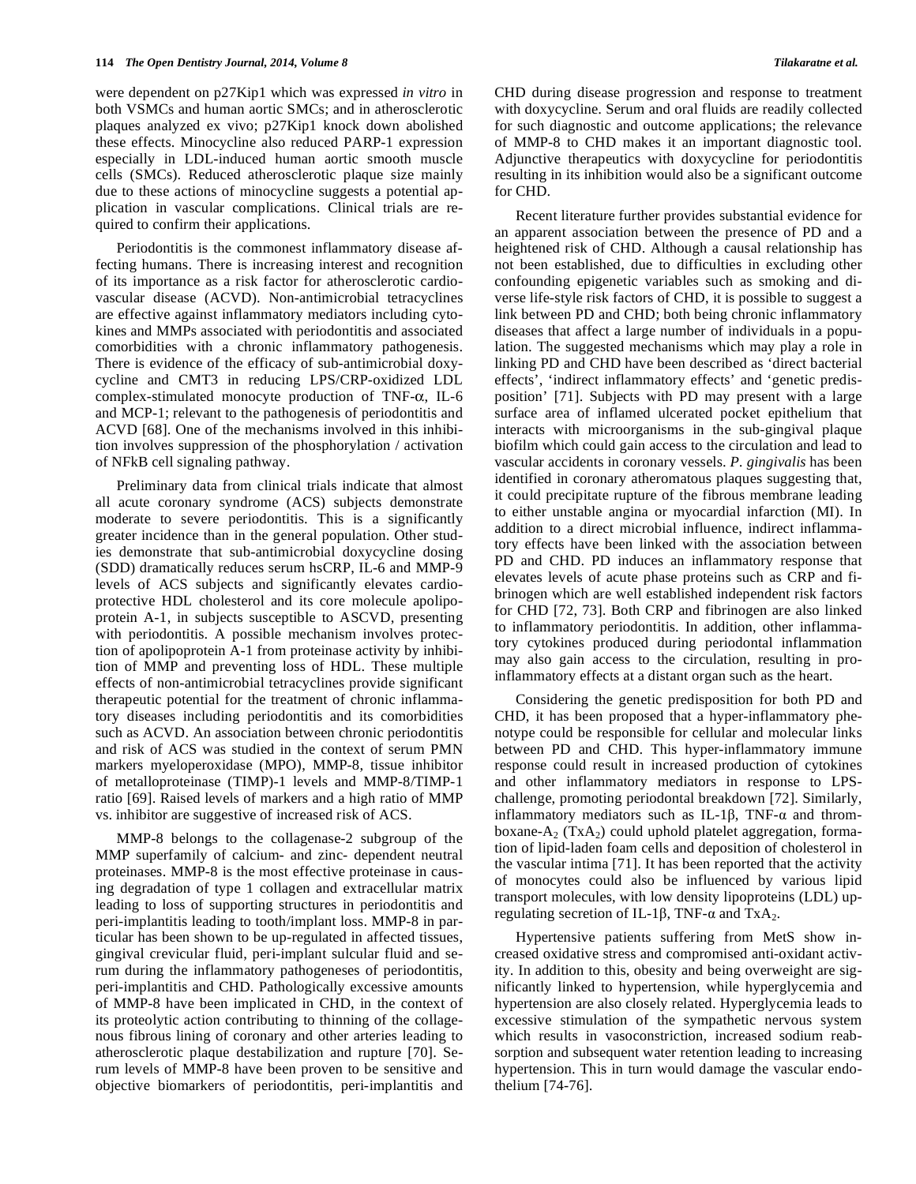were dependent on p27Kip1 which was expressed *in vitro* in both VSMCs and human aortic SMCs; and in atherosclerotic plaques analyzed ex vivo; p27Kip1 knock down abolished these effects. Minocycline also reduced PARP-1 expression especially in LDL-induced human aortic smooth muscle cells (SMCs). Reduced atherosclerotic plaque size mainly due to these actions of minocycline suggests a potential application in vascular complications. Clinical trials are required to confirm their applications.

Periodontitis is the commonest inflammatory disease affecting humans. There is increasing interest and recognition of its importance as a risk factor for atherosclerotic cardiovascular disease (ACVD). Non-antimicrobial tetracyclines are effective against inflammatory mediators including cytokines and MMPs associated with periodontitis and associated comorbidities with a chronic inflammatory pathogenesis. There is evidence of the efficacy of sub-antimicrobial doxycycline and CMT3 in reducing LPS/CRP-oxidized LDL complex-stimulated monocyte production of TNF-$\alpha$, IL-6 and MCP-1; relevant to the pathogenesis of periodontitis and ACVD [68]. One of the mechanisms involved in this inhibition involves suppression of the phosphorylation / activation of NFkB cell signaling pathway.

Preliminary data from clinical trials indicate that almost all acute coronary syndrome (ACS) subjects demonstrate moderate to severe periodontitis. This is a significantly greater incidence than in the general population. Other studies demonstrate that sub-antimicrobial doxycycline dosing (SDD) dramatically reduces serum hsCRP, IL-6 and MMP-9 levels of ACS subjects and significantly elevates cardio-protective HDL cholesterol and its core molecule apolipoprotein A-1, in subjects susceptible to ASCVD, presenting with periodontitis. A possible mechanism involves protection of apolipoprotein A-1 from proteinase activity by inhibition of MMP and preventing loss of HDL. These multiple effects of non-antimicrobial tetracyclines provide significant therapeutic potential for the treatment of chronic inflammatory diseases including periodontitis and its comorbidities such as ACVD. An association between chronic periodontitis and risk of ACS was studied in the context of serum PMN markers myeloperoxidase (MPO), MMP-8, tissue inhibitor of metalloproteinase (TIMP)-1 levels and MMP-8/TIMP-1 ratio [69]. Raised levels of markers and a high ratio of MMP vs. inhibitor are suggestive of increased risk of ACS.

MMP-8 belongs to the collagenase-2 subgroup of the MMP superfamily of calcium- and zinc- dependent neutral proteinases. MMP-8 is the most effective proteinase in causing degradation of type 1 collagen and extracellular matrix leading to loss of supporting structures in periodontitis and peri-implantitis leading to tooth/implant loss. MMP-8 in particular has been shown to be up-regulated in affected tissues, gingival crevicular fluid, peri-implant sulcular fluid and serum during the inflammatory pathogeneses of periodontitis, peri-implantitis and CHD. Pathologically excessive amounts of MMP-8 have been implicated in CHD, in the context of its proteolytic action contributing to thinning of the collagenous fibrous lining of coronary and other arteries leading to atherosclerotic plaque destabilization and rupture [70]. Serum levels of MMP-8 have been proven to be sensitive and objective biomarkers of periodontitis, peri-implantitis and CHD during disease progression and response to treatment with doxycycline. Serum and oral fluids are readily collected for such diagnostic and outcome applications; the relevance of MMP-8 to CHD makes it an important diagnostic tool. Adjunctive therapeutics with doxycycline for periodontitis resulting in its inhibition would also be a significant outcome for CHD.

Recent literature further provides substantial evidence for an apparent association between the presence of PD and a heightened risk of CHD. Although a causal relationship has not been established, due to difficulties in excluding other confounding epigenetic variables such as smoking and diverse life-style risk factors of CHD, it is possible to suggest a link between PD and CHD; both being chronic inflammatory diseases that affect a large number of individuals in a population. The suggested mechanisms which may play a role in linking PD and CHD have been described as 'direct bacterial effects', 'indirect inflammatory effects' and 'genetic predisposition' [71]. Subjects with PD may present with a large surface area of inflamed ulcerated pocket epithelium that interacts with microorganisms in the sub-gingival plaque biofilm which could gain access to the circulation and lead to vascular accidents in coronary vessels. *P. gingivalis* has been identified in coronary atheromatous plaques suggesting that, it could precipitate rupture of the fibrous membrane leading to either unstable angina or myocardial infarction (MI). In addition to a direct microbial influence, indirect inflammatory effects have been linked with the association between PD and CHD. PD induces an inflammatory response that elevates levels of acute phase proteins such as CRP and fibrinogen which are well established independent risk factors for CHD [72, 73]. Both CRP and fibrinogen are also linked to inflammatory periodontitis. In addition, other inflammatory cytokines produced during periodontal inflammation may also gain access to the circulation, resulting in pro-inflammatory effects at a distant organ such as the heart.

Considering the genetic predisposition for both PD and CHD, it has been proposed that a hyper-inflammatory phenotype could be responsible for cellular and molecular links between PD and CHD. This hyper-inflammatory immune response could result in increased production of cytokines and other inflammatory mediators in response to LPS-challenge, promoting periodontal breakdown [72]. Similarly, inflammatory mediators such as IL-1$\beta$, TNF-$\alpha$ and thromboxane-$A_2$ ($TxA_2$) could uphold platelet aggregation, formation of lipid-laden foam cells and deposition of cholesterol in the vascular intima [71]. It has been reported that the activity of monocytes could also be influenced by various lipid transport molecules, with low density lipoproteins (LDL) up-regulating secretion of IL-1$\beta$, TNF-$\alpha$ and $TxA_2$.

Hypertensive patients suffering from MetS show increased oxidative stress and compromised anti-oxidant activity. In addition to this, obesity and being overweight are significantly linked to hypertension, while hyperglycemia and hypertension are also closely related. Hyperglycemia leads to excessive stimulation of the sympathetic nervous system which results in vasoconstriction, increased sodium reabsorption and subsequent water retention leading to increasing hypertension. This in turn would damage the vascular endothelium [74-76].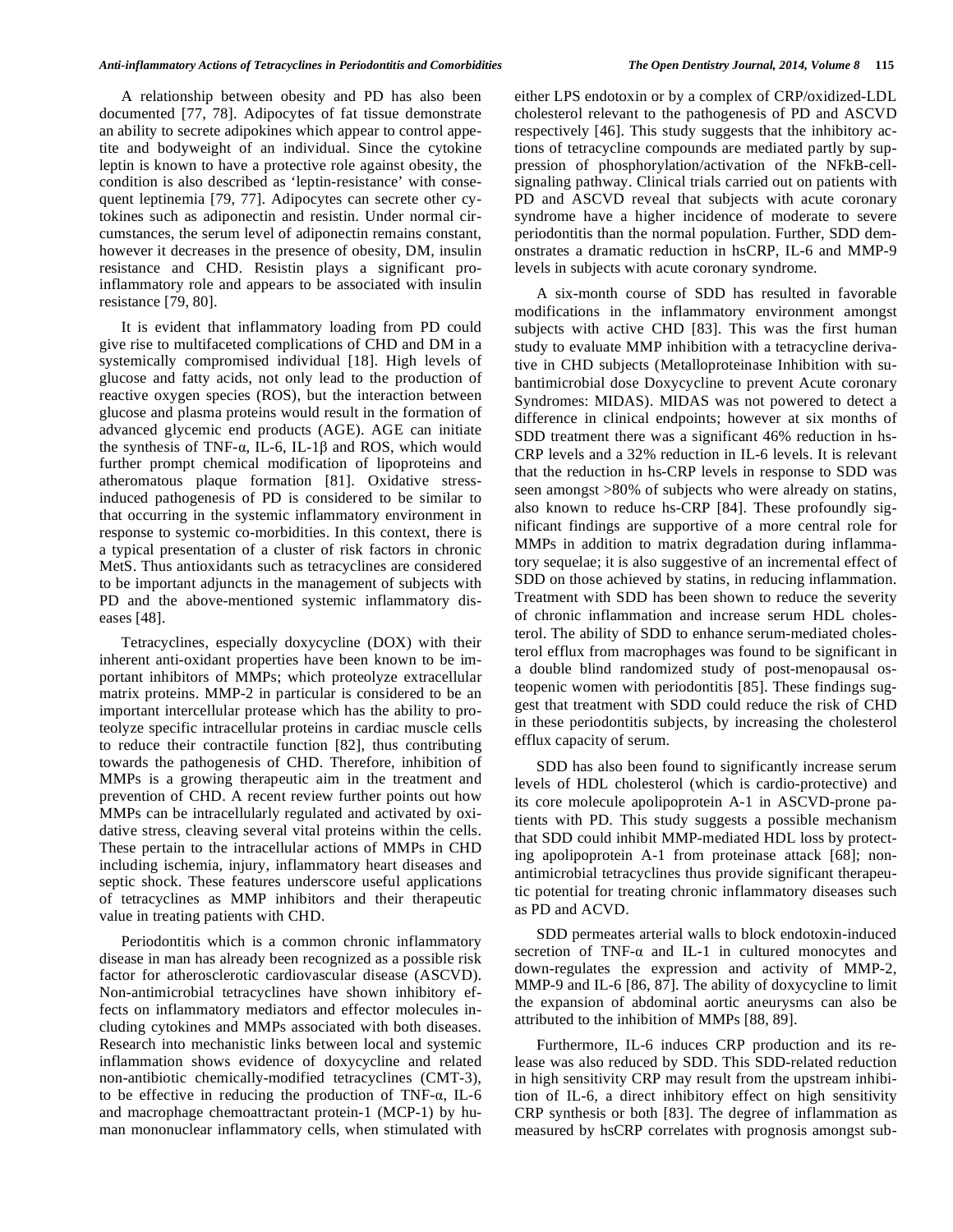A relationship between obesity and PD has also been documented [77, 78]. Adipocytes of fat tissue demonstrate an ability to secrete adipokines which appear to control appetite and bodyweight of an individual. Since the cytokine leptin is known to have a protective role against obesity, the condition is also described as 'leptin-resistance' with consequent leptinemia [79, 77]. Adipocytes can secrete other cytokines such as adiponectin and resistin. Under normal circumstances, the serum level of adiponectin remains constant, however it decreases in the presence of obesity, DM, insulin resistance and CHD. Resistin plays a significant pro-inflammatory role and appears to be associated with insulin resistance [79, 80].

It is evident that inflammatory loading from PD could give rise to multifaceted complications of CHD and DM in a systemically compromised individual [18]. High levels of glucose and fatty acids, not only lead to the production of reactive oxygen species (ROS), but the interaction between glucose and plasma proteins would result in the formation of advanced glycemic end products (AGE). AGE can initiate the synthesis of TNF-α, IL-6, IL-1β and ROS, which would further prompt chemical modification of lipoproteins and atheromatous plaque formation [81]. Oxidative stress-induced pathogenesis of PD is considered to be similar to that occurring in the systemic inflammatory environment in response to systemic co-morbidities. In this context, there is a typical presentation of a cluster of risk factors in chronic MetS. Thus antioxidants such as tetracyclines are considered to be important adjuncts in the management of subjects with PD and the above-mentioned systemic inflammatory diseases [48].

Tetracyclines, especially doxycycline (DOX) with their inherent anti-oxidant properties have been known to be important inhibitors of MMPs; which proteolyze extracellular matrix proteins. MMP-2 in particular is considered to be an important intercellular protease which has the ability to proteolyze specific intracellular proteins in cardiac muscle cells to reduce their contractile function [82], thus contributing towards the pathogenesis of CHD. Therefore, inhibition of MMPs is a growing therapeutic aim in the treatment and prevention of CHD. A recent review further points out how MMPs can be intracellularly regulated and activated by oxidative stress, cleaving several vital proteins within the cells. These pertain to the intracellular actions of MMPs in CHD including ischemia, injury, inflammatory heart diseases and septic shock. These features underscore useful applications of tetracyclines as MMP inhibitors and their therapeutic value in treating patients with CHD.

Periodontitis which is a common chronic inflammatory disease in man has already been recognized as a possible risk factor for atherosclerotic cardiovascular disease (ASCVD). Non-antimicrobial tetracyclines have shown inhibitory effects on inflammatory mediators and effector molecules including cytokines and MMPs associated with both diseases. Research into mechanistic links between local and systemic inflammation shows evidence of doxycycline and related non-antibiotic chemically-modified tetracyclines (CMT-3), to be effective in reducing the production of TNF-α, IL-6 and macrophage chemoattractant protein-1 (MCP-1) by human mononuclear inflammatory cells, when stimulated with either LPS endotoxin or by a complex of CRP/oxidized-LDL cholesterol relevant to the pathogenesis of PD and ASCVD respectively [46]. This study suggests that the inhibitory actions of tetracycline compounds are mediated partly by suppression of phosphorylation/activation of the NFkB-cell-signaling pathway. Clinical trials carried out on patients with PD and ASCVD reveal that subjects with acute coronary syndrome have a higher incidence of moderate to severe periodontitis than the normal population. Further, SDD demonstrates a dramatic reduction in hsCRP, IL-6 and MMP-9 levels in subjects with acute coronary syndrome.

A six-month course of SDD has resulted in favorable modifications in the inflammatory environment amongst subjects with active CHD [83]. This was the first human study to evaluate MMP inhibition with a tetracycline derivative in CHD subjects (Metalloproteinase Inhibition with subantimicrobial dose Doxycycline to prevent Acute coronary Syndromes: MIDAS). MIDAS was not powered to detect a difference in clinical endpoints; however at six months of SDD treatment there was a significant 46% reduction in hs-CRP levels and a 32% reduction in IL-6 levels. It is relevant that the reduction in hs-CRP levels in response to SDD was seen amongst >80% of subjects who were already on statins, also known to reduce hs-CRP [84]. These profoundly significant findings are supportive of a more central role for MMPs in addition to matrix degradation during inflammatory sequelae; it is also suggestive of an incremental effect of SDD on those achieved by statins, in reducing inflammation. Treatment with SDD has been shown to reduce the severity of chronic inflammation and increase serum HDL cholesterol. The ability of SDD to enhance serum-mediated cholesterol efflux from macrophages was found to be significant in a double blind randomized study of post-menopausal osteopenic women with periodontitis [85]. These findings suggest that treatment with SDD could reduce the risk of CHD in these periodontitis subjects, by increasing the cholesterol efflux capacity of serum.

SDD has also been found to significantly increase serum levels of HDL cholesterol (which is cardio-protective) and its core molecule apolipoprotein A-1 in ASCVD-prone patients with PD. This study suggests a possible mechanism that SDD could inhibit MMP-mediated HDL loss by protecting apolipoprotein A-1 from proteinase attack [68]; non-antimicrobial tetracyclines thus provide significant therapeutic potential for treating chronic inflammatory diseases such as PD and ACVD.

SDD permeates arterial walls to block endotoxin-induced secretion of TNF-α and IL-1 in cultured monocytes and down-regulates the expression and activity of MMP-2, MMP-9 and IL-6 [86, 87]. The ability of doxycycline to limit the expansion of abdominal aortic aneurysms can also be attributed to the inhibition of MMPs [88, 89].

Furthermore, IL-6 induces CRP production and its release was also reduced by SDD. This SDD-related reduction in high sensitivity CRP may result from the upstream inhibition of IL-6, a direct inhibitory effect on high sensitivity CRP synthesis or both [83]. The degree of inflammation as measured by hsCRP correlates with prognosis amongst sub-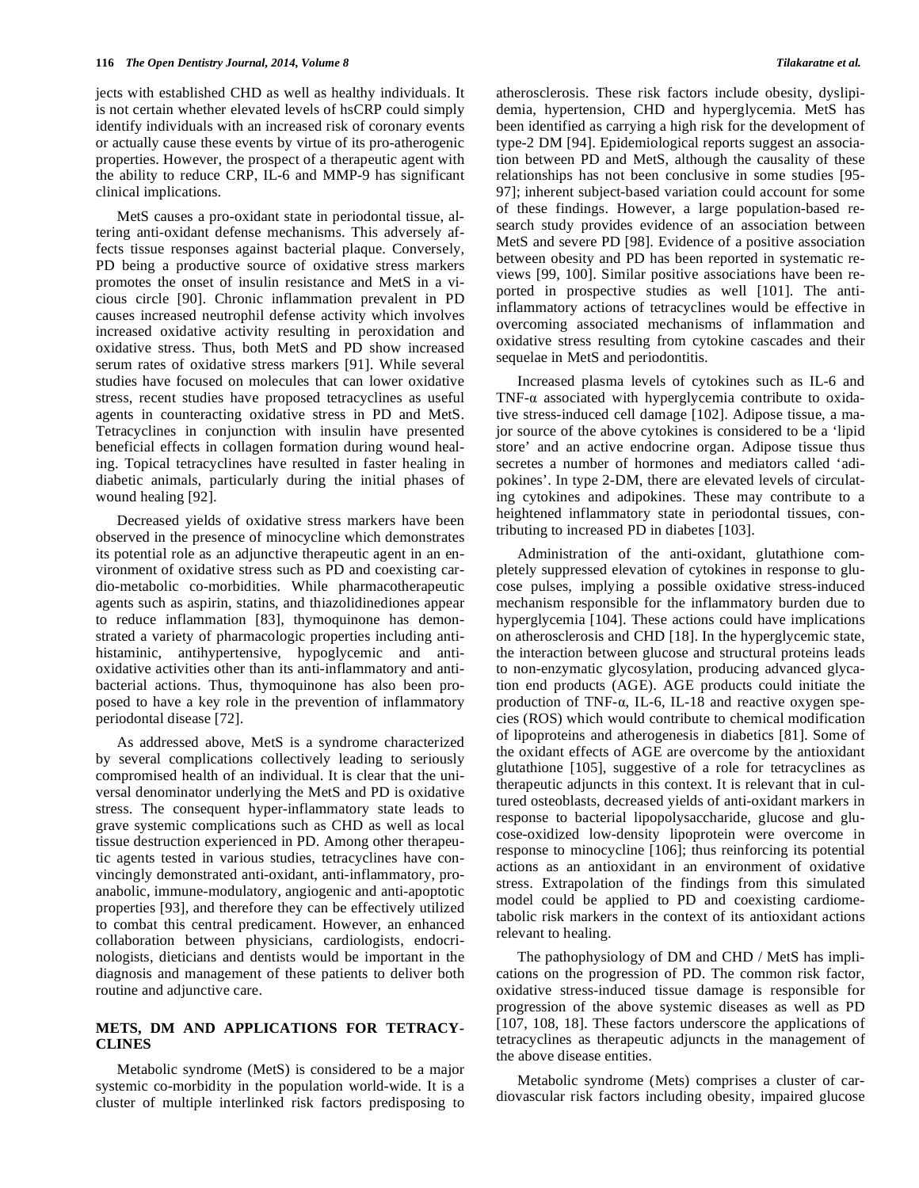jects with established CHD as well as healthy individuals. It is not certain whether elevated levels of hsCRP could simply identify individuals with an increased risk of coronary events or actually cause these events by virtue of its pro-atherogenic properties. However, the prospect of a therapeutic agent with the ability to reduce CRP, IL-6 and MMP-9 has significant clinical implications.

MetS causes a pro-oxidant state in periodontal tissue, altering anti-oxidant defense mechanisms. This adversely affects tissue responses against bacterial plaque. Conversely, PD being a productive source of oxidative stress markers promotes the onset of insulin resistance and MetS in a vicious circle [90]. Chronic inflammation prevalent in PD causes increased neutrophil defense activity which involves increased oxidative activity resulting in peroxidation and oxidative stress. Thus, both MetS and PD show increased serum rates of oxidative stress markers [91]. While several studies have focused on molecules that can lower oxidative stress, recent studies have proposed tetracyclines as useful agents in counteracting oxidative stress in PD and MetS. Tetracyclines in conjunction with insulin have presented beneficial effects in collagen formation during wound healing. Topical tetracyclines have resulted in faster healing in diabetic animals, particularly during the initial phases of wound healing [92].

Decreased yields of oxidative stress markers have been observed in the presence of minocycline which demonstrates its potential role as an adjunctive therapeutic agent in an environment of oxidative stress such as PD and coexisting cardio-metabolic co-morbidities. While pharmacotherapeutic agents such as aspirin, statins, and thiazolidinediones appear to reduce inflammation [83], thymoquinone has demonstrated a variety of pharmacologic properties including anti-histaminic, antihypertensive, hypoglycemic and anti-oxidative activities other than its anti-inflammatory and antibacterial actions. Thus, thymoquinone has also been proposed to have a key role in the prevention of inflammatory periodontal disease [72].

As addressed above, MetS is a syndrome characterized by several complications collectively leading to seriously compromised health of an individual. It is clear that the universal denominator underlying the MetS and PD is oxidative stress. The consequent hyper-inflammatory state leads to grave systemic complications such as CHD as well as local tissue destruction experienced in PD. Among other therapeutic agents tested in various studies, tetracyclines have convincingly demonstrated anti-oxidant, anti-inflammatory, pro-anabolic, immune-modulatory, angiogenic and anti-apoptotic properties [93], and therefore they can be effectively utilized to combat this central predicament. However, an enhanced collaboration between physicians, cardiologists, endocrinologists, dieticians and dentists would be important in the diagnosis and management of these patients to deliver both routine and adjunctive care.

## METS, DM AND APPLICATIONS FOR TETRACYCLINES

Metabolic syndrome (MetS) is considered to be a major systemic co-morbidity in the population world-wide. It is a cluster of multiple interlinked risk factors predisposing to atherosclerosis. These risk factors include obesity, dyslipidemia, hypertension, CHD and hyperglycemia. MetS has been identified as carrying a high risk for the development of type-2 DM [94]. Epidemiological reports suggest an association between PD and MetS, although the causality of these relationships has not been conclusive in some studies [95-97]; inherent subject-based variation could account for some of these findings. However, a large population-based research study provides evidence of an association between MetS and severe PD [98]. Evidence of a positive association between obesity and PD has been reported in systematic reviews [99, 100]. Similar positive associations have been reported in prospective studies as well [101]. The anti-inflammatory actions of tetracyclines would be effective in overcoming associated mechanisms of inflammation and oxidative stress resulting from cytokine cascades and their sequelae in MetS and periodontitis.

Increased plasma levels of cytokines such as IL-6 and TNF-α associated with hyperglycemia contribute to oxidative stress-induced cell damage [102]. Adipose tissue, a major source of the above cytokines is considered to be a 'lipid store' and an active endocrine organ. Adipose tissue thus secretes a number of hormones and mediators called 'adipokines'. In type 2-DM, there are elevated levels of circulating cytokines and adipokines. These may contribute to a heightened inflammatory state in periodontal tissues, contributing to increased PD in diabetes [103].

Administration of the anti-oxidant, glutathione completely suppressed elevation of cytokines in response to glucose pulses, implying a possible oxidative stress-induced mechanism responsible for the inflammatory burden due to hyperglycemia [104]. These actions could have implications on atherosclerosis and CHD [18]. In the hyperglycemic state, the interaction between glucose and structural proteins leads to non-enzymatic glycosylation, producing advanced glycation end products (AGE). AGE products could initiate the production of TNF-α, IL-6, IL-18 and reactive oxygen species (ROS) which would contribute to chemical modification of lipoproteins and atherogenesis in diabetics [81]. Some of the oxidant effects of AGE are overcome by the antioxidant glutathione [105], suggestive of a role for tetracyclines as therapeutic adjuncts in this context. It is relevant that in cultured osteoblasts, decreased yields of anti-oxidant markers in response to bacterial lipopolysaccharide, glucose and glucose-oxidized low-density lipoprotein were overcome in response to minocycline [106]; thus reinforcing its potential actions as an antioxidant in an environment of oxidative stress. Extrapolation of the findings from this simulated model could be applied to PD and coexisting cardiometabolic risk markers in the context of its antioxidant actions relevant to healing.

The pathophysiology of DM and CHD / MetS has implications on the progression of PD. The common risk factor, oxidative stress-induced tissue damage is responsible for progression of the above systemic diseases as well as PD [107, 108, 18]. These factors underscore the applications of tetracyclines as therapeutic adjuncts in the management of the above disease entities.

Metabolic syndrome (Mets) comprises a cluster of cardiovascular risk factors including obesity, impaired glucose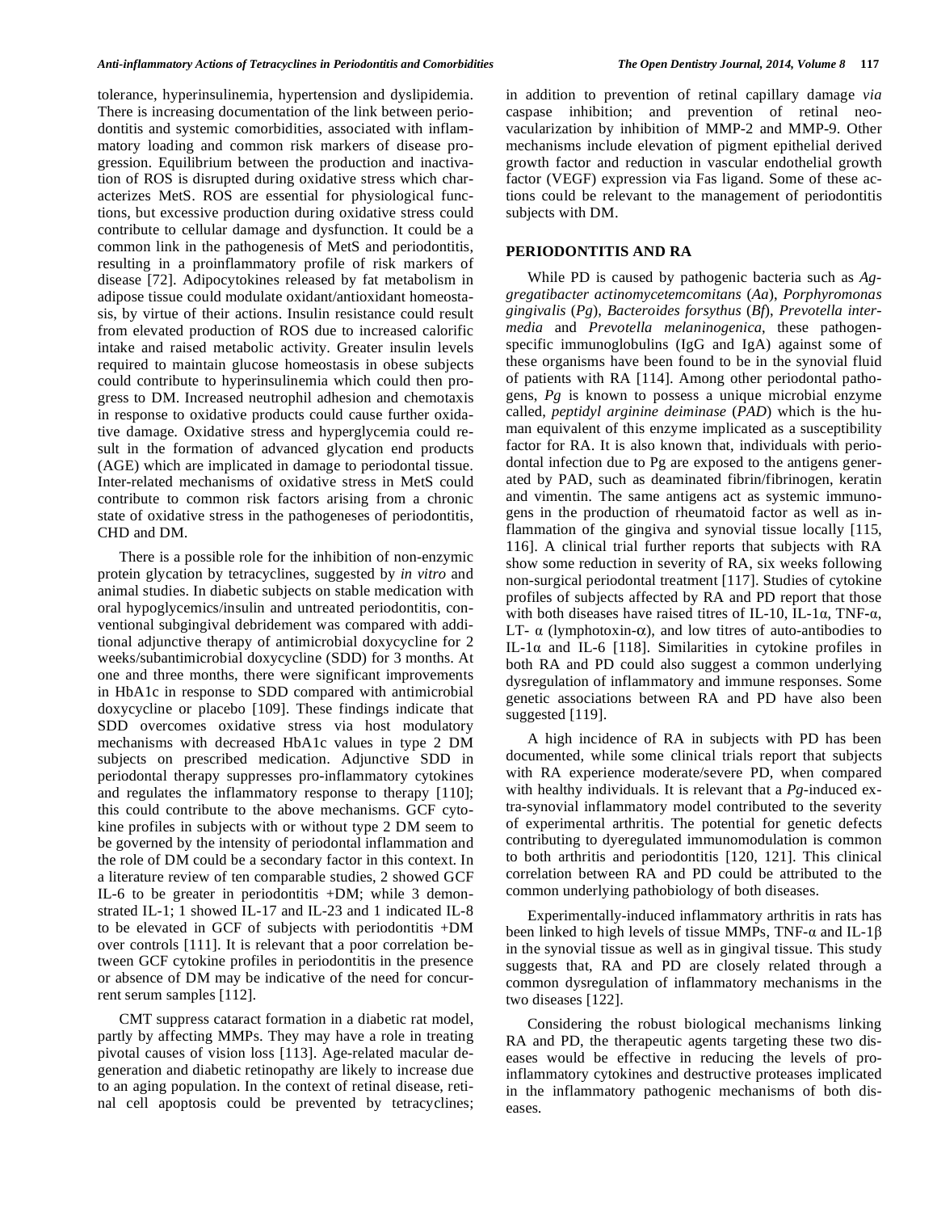tolerance, hyperinsulinemia, hypertension and dyslipidemia. There is increasing documentation of the link between periodontitis and systemic comorbidities, associated with inflammatory loading and common risk markers of disease progression. Equilibrium between the production and inactivation of ROS is disrupted during oxidative stress which characterizes MetS. ROS are essential for physiological functions, but excessive production during oxidative stress could contribute to cellular damage and dysfunction. It could be a common link in the pathogenesis of MetS and periodontitis, resulting in a proinflammatory profile of risk markers of disease [72]. Adipocytokines released by fat metabolism in adipose tissue could modulate oxidant/antioxidant homeostasis, by virtue of their actions. Insulin resistance could result from elevated production of ROS due to increased calorific intake and raised metabolic activity. Greater insulin levels required to maintain glucose homeostasis in obese subjects could contribute to hyperinsulinemia which could then progress to DM. Increased neutrophil adhesion and chemotaxis in response to oxidative products could cause further oxidative damage. Oxidative stress and hyperglycemia could result in the formation of advanced glycation end products (AGE) which are implicated in damage to periodontal tissue. Inter-related mechanisms of oxidative stress in MetS could contribute to common risk factors arising from a chronic state of oxidative stress in the pathogeneses of periodontitis, CHD and DM.

There is a possible role for the inhibition of non-enzymic protein glycation by tetracyclines, suggested by *in vitro* and animal studies. In diabetic subjects on stable medication with oral hypoglycemics/insulin and untreated periodontitis, conventional subgingival debridement was compared with additional adjunctive therapy of antimicrobial doxycycline for 2 weeks/subantimicrobial doxycycline (SDD) for 3 months. At one and three months, there were significant improvements in HbA1c in response to SDD compared with antimicrobial doxycycline or placebo [109]. These findings indicate that SDD overcomes oxidative stress via host modulatory mechanisms with decreased HbA1c values in type 2 DM subjects on prescribed medication. Adjunctive SDD in periodontal therapy suppresses pro-inflammatory cytokines and regulates the inflammatory response to therapy [110]; this could contribute to the above mechanisms. GCF cytokine profiles in subjects with or without type 2 DM seem to be governed by the intensity of periodontal inflammation and the role of DM could be a secondary factor in this context. In a literature review of ten comparable studies, 2 showed GCF IL-6 to be greater in periodontitis +DM; while 3 demonstrated IL-1; 1 showed IL-17 and IL-23 and 1 indicated IL-8 to be elevated in GCF of subjects with periodontitis +DM over controls [111]. It is relevant that a poor correlation between GCF cytokine profiles in periodontitis in the presence or absence of DM may be indicative of the need for concurrent serum samples [112].

CMT suppress cataract formation in a diabetic rat model, partly by affecting MMPs. They may have a role in treating pivotal causes of vision loss [113]. Age-related macular degeneration and diabetic retinopathy are likely to increase due to an aging population. In the context of retinal disease, retinal cell apoptosis could be prevented by tetracyclines; in addition to prevention of retinal capillary damage *via* caspase inhibition; and prevention of retinal neovacularization by inhibition of MMP-2 and MMP-9. Other mechanisms include elevation of pigment epithelial derived growth factor and reduction in vascular endothelial growth factor (VEGF) expression via Fas ligand. Some of these actions could be relevant to the management of periodontitis subjects with DM.

## PERIODONTITIS AND RA

While PD is caused by pathogenic bacteria such as *Aggregatibacter actinomycetemcomitans* (*Aa*), *Porphyromonas gingivalis* (*Pg*), *Bacteroides forsythus* (*Bf*), *Prevotella intermedia* and *Prevotella melaninogenica*, these pathogen-specific immunoglobulins (IgG and IgA) against some of these organisms have been found to be in the synovial fluid of patients with RA [114]. Among other periodontal pathogens, *Pg* is known to possess a unique microbial enzyme called, *peptidyl arginine deiminase* (*PAD*) which is the human equivalent of this enzyme implicated as a susceptibility factor for RA. It is also known that, individuals with periodontal infection due to Pg are exposed to the antigens generated by PAD, such as deaminated fibrin/fibrinogen, keratin and vimentin. The same antigens act as systemic immunogens in the production of rheumatoid factor as well as inflammation of the gingiva and synovial tissue locally [115, 116]. A clinical trial further reports that subjects with RA show some reduction in severity of RA, six weeks following non-surgical periodontal treatment [117]. Studies of cytokine profiles of subjects affected by RA and PD report that those with both diseases have raised titres of IL-10, IL-1α, TNF-α, LT- α (lymphotoxin-α), and low titres of auto-antibodies to IL-1α and IL-6 [118]. Similarities in cytokine profiles in both RA and PD could also suggest a common underlying dysregulation of inflammatory and immune responses. Some genetic associations between RA and PD have also been suggested [119].

A high incidence of RA in subjects with PD has been documented, while some clinical trials report that subjects with RA experience moderate/severe PD, when compared with healthy individuals. It is relevant that a *Pg*-induced extra-synovial inflammatory model contributed to the severity of experimental arthritis. The potential for genetic defects contributing to dyeregulated immunomodulation is common to both arthritis and periodontitis [120, 121]. This clinical correlation between RA and PD could be attributed to the common underlying pathobiology of both diseases.

Experimentally-induced inflammatory arthritis in rats has been linked to high levels of tissue MMPs, TNF-α and IL-1β in the synovial tissue as well as in gingival tissue. This study suggests that, RA and PD are closely related through a common dysregulation of inflammatory mechanisms in the two diseases [122].

Considering the robust biological mechanisms linking RA and PD, the therapeutic agents targeting these two diseases would be effective in reducing the levels of pro-inflammatory cytokines and destructive proteases implicated in the inflammatory pathogenic mechanisms of both diseases.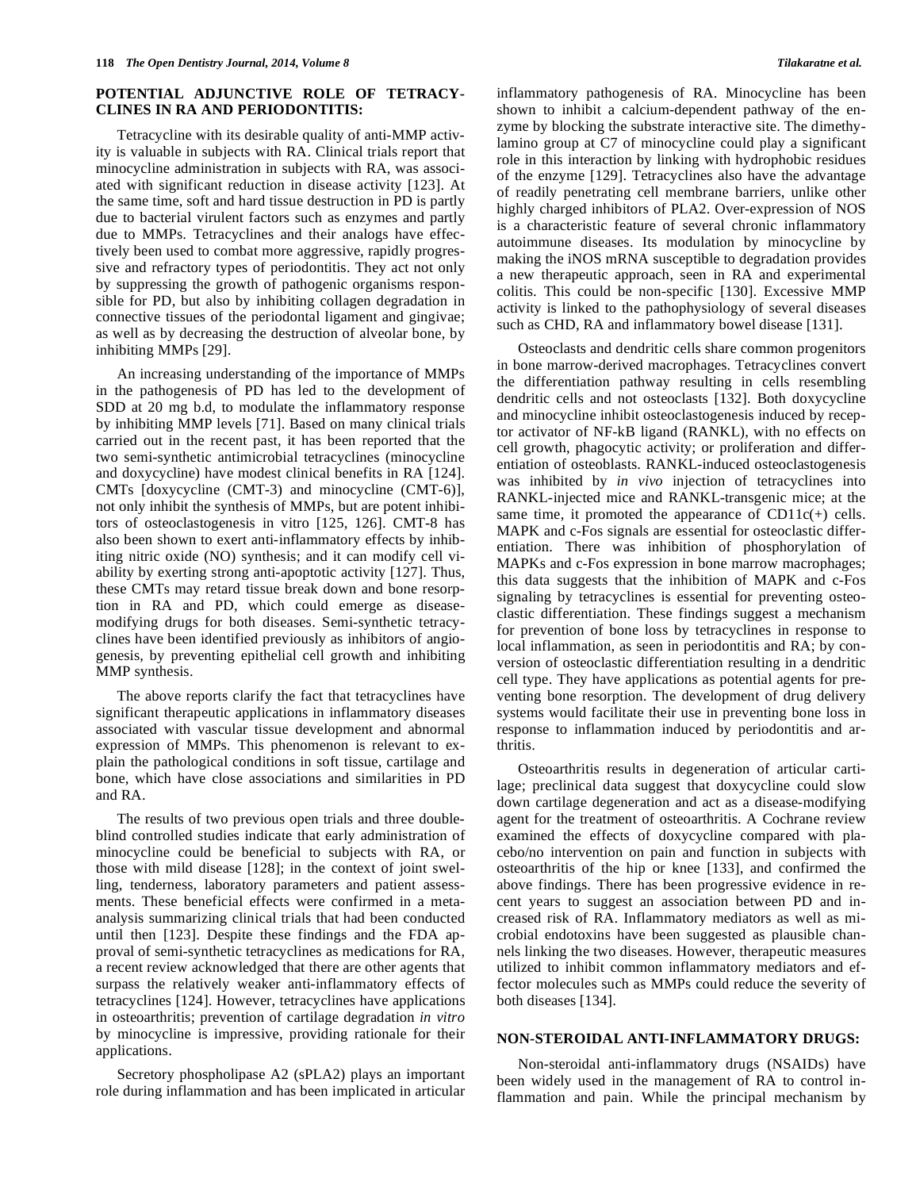## POTENTIAL ADJUNCTIVE ROLE OF TETRACYCLINES IN RA AND PERIODONTITIS:

Tetracycline with its desirable quality of anti-MMP activity is valuable in subjects with RA. Clinical trials report that minocycline administration in subjects with RA, was associated with significant reduction in disease activity [123]. At the same time, soft and hard tissue destruction in PD is partly due to bacterial virulent factors such as enzymes and partly due to MMPs. Tetracyclines and their analogs have effectively been used to combat more aggressive, rapidly progressive and refractory types of periodontitis. They act not only by suppressing the growth of pathogenic organisms responsible for PD, but also by inhibiting collagen degradation in connective tissues of the periodontal ligament and gingivae; as well as by decreasing the destruction of alveolar bone, by inhibiting MMPs [29].

An increasing understanding of the importance of MMPs in the pathogenesis of PD has led to the development of SDD at 20 mg b.d, to modulate the inflammatory response by inhibiting MMP levels [71]. Based on many clinical trials carried out in the recent past, it has been reported that the two semi-synthetic antimicrobial tetracyclines (minocycline and doxycycline) have modest clinical benefits in RA [124]. CMTs [doxycycline (CMT-3) and minocycline (CMT-6)], not only inhibit the synthesis of MMPs, but are potent inhibitors of osteoclastogenesis in vitro [125, 126]. CMT-8 has also been shown to exert anti-inflammatory effects by inhibiting nitric oxide (NO) synthesis; and it can modify cell viability by exerting strong anti-apoptotic activity [127]. Thus, these CMTs may retard tissue break down and bone resorption in RA and PD, which could emerge as disease-modifying drugs for both diseases. Semi-synthetic tetracyclines have been identified previously as inhibitors of angiogenesis, by preventing epithelial cell growth and inhibiting MMP synthesis.

The above reports clarify the fact that tetracyclines have significant therapeutic applications in inflammatory diseases associated with vascular tissue development and abnormal expression of MMPs. This phenomenon is relevant to explain the pathological conditions in soft tissue, cartilage and bone, which have close associations and similarities in PD and RA.

The results of two previous open trials and three double-blind controlled studies indicate that early administration of minocycline could be beneficial to subjects with RA, or those with mild disease [128]; in the context of joint swelling, tenderness, laboratory parameters and patient assessments. These beneficial effects were confirmed in a meta-analysis summarizing clinical trials that had been conducted until then [123]. Despite these findings and the FDA approval of semi-synthetic tetracyclines as medications for RA, a recent review acknowledged that there are other agents that surpass the relatively weaker anti-inflammatory effects of tetracyclines [124]. However, tetracyclines have applications in osteoarthritis; prevention of cartilage degradation *in vitro* by minocycline is impressive, providing rationale for their applications.

Secretory phospholipase A2 (sPLA2) plays an important role during inflammation and has been implicated in articular inflammatory pathogenesis of RA. Minocycline has been shown to inhibit a calcium-dependent pathway of the enzyme by blocking the substrate interactive site. The dimethylamino group at C7 of minocycline could play a significant role in this interaction by linking with hydrophobic residues of the enzyme [129]. Tetracyclines also have the advantage of readily penetrating cell membrane barriers, unlike other highly charged inhibitors of PLA2. Over-expression of NOS is a characteristic feature of several chronic inflammatory autoimmune diseases. Its modulation by minocycline by making the iNOS mRNA susceptible to degradation provides a new therapeutic approach, seen in RA and experimental colitis. This could be non-specific [130]. Excessive MMP activity is linked to the pathophysiology of several diseases such as CHD, RA and inflammatory bowel disease [131].

Osteoclasts and dendritic cells share common progenitors in bone marrow-derived macrophages. Tetracyclines convert the differentiation pathway resulting in cells resembling dendritic cells and not osteoclasts [132]. Both doxycycline and minocycline inhibit osteoclastogenesis induced by receptor activator of NF-kB ligand (RANKL), with no effects on cell growth, phagocytic activity; or proliferation and differentiation of osteoblasts. RANKL-induced osteoclastogenesis was inhibited by *in vivo* injection of tetracyclines into RANKL-injected mice and RANKL-transgenic mice; at the same time, it promoted the appearance of CD11c(+) cells. MAPK and c-Fos signals are essential for osteoclastic differentiation. There was inhibition of phosphorylation of MAPKs and c-Fos expression in bone marrow macrophages; this data suggests that the inhibition of MAPK and c-Fos signaling by tetracyclines is essential for preventing osteoclastic differentiation. These findings suggest a mechanism for prevention of bone loss by tetracyclines in response to local inflammation, as seen in periodontitis and RA; by conversion of osteoclastic differentiation resulting in a dendritic cell type. They have applications as potential agents for preventing bone resorption. The development of drug delivery systems would facilitate their use in preventing bone loss in response to inflammation induced by periodontitis and arthritis.

Osteoarthritis results in degeneration of articular cartilage; preclinical data suggest that doxycycline could slow down cartilage degeneration and act as a disease-modifying agent for the treatment of osteoarthritis. A Cochrane review examined the effects of doxycycline compared with placebo/no intervention on pain and function in subjects with osteoarthritis of the hip or knee [133], and confirmed the above findings. There has been progressive evidence in recent years to suggest an association between PD and increased risk of RA. Inflammatory mediators as well as microbial endotoxins have been suggested as plausible channels linking the two diseases. However, therapeutic measures utilized to inhibit common inflammatory mediators and effector molecules such as MMPs could reduce the severity of both diseases [134].

## NON-STEROIDAL ANTI-INFLAMMATORY DRUGS:

Non-steroidal anti-inflammatory drugs (NSAIDs) have been widely used in the management of RA to control inflammation and pain. While the principal mechanism by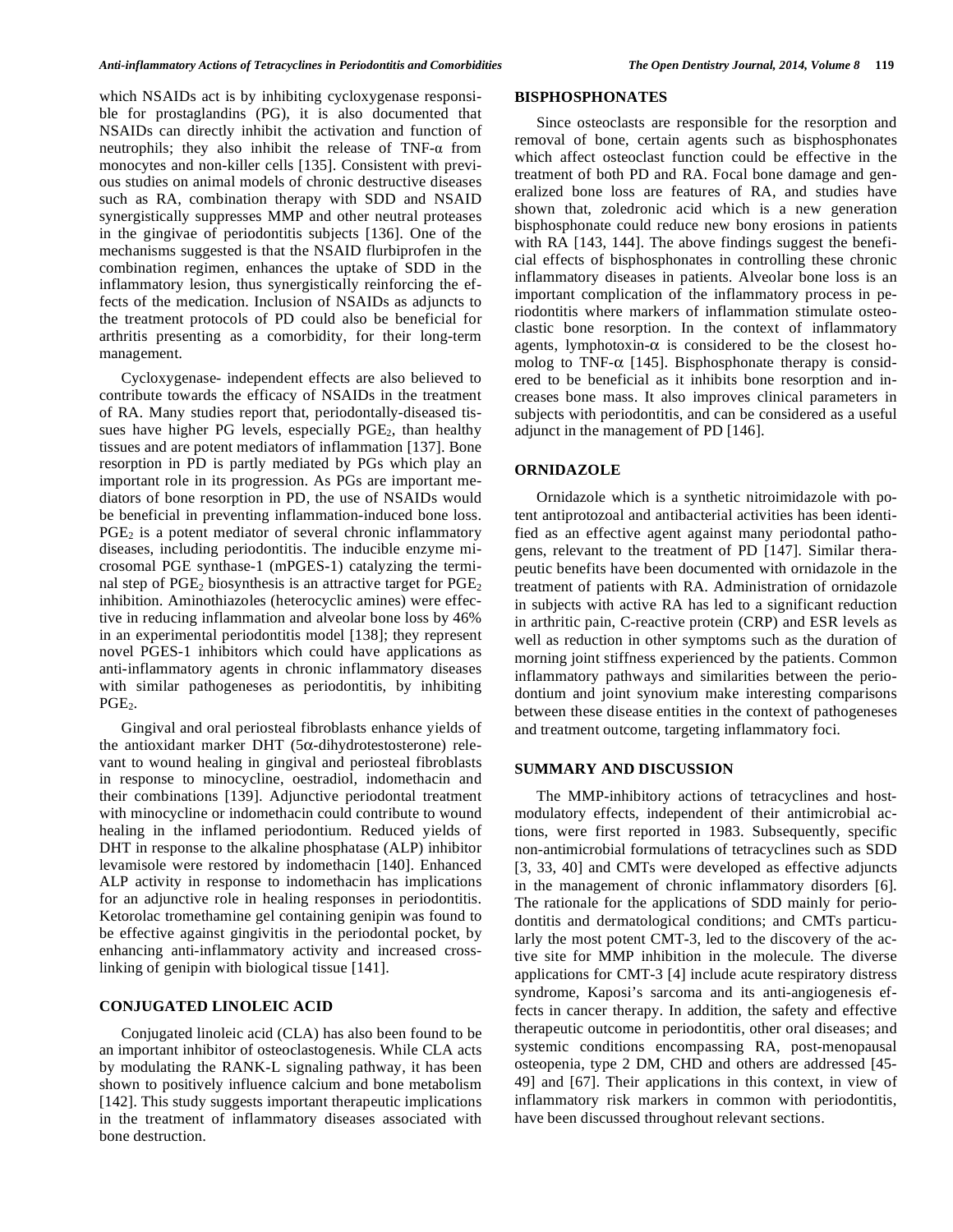which NSAIDs act is by inhibiting cycloxygenase responsible for prostaglandins (PG), it is also documented that NSAIDs can directly inhibit the activation and function of neutrophils; they also inhibit the release of TNF-α from monocytes and non-killer cells [135]. Consistent with previous studies on animal models of chronic destructive diseases such as RA, combination therapy with SDD and NSAID synergistically suppresses MMP and other neutral proteases in the gingivae of periodontitis subjects [136]. One of the mechanisms suggested is that the NSAID flurbiprofen in the combination regimen, enhances the uptake of SDD in the inflammatory lesion, thus synergistically reinforcing the effects of the medication. Inclusion of NSAIDs as adjuncts to the treatment protocols of PD could also be beneficial for arthritis presenting as a comorbidity, for their long-term management.

Cycloxygenase- independent effects are also believed to contribute towards the efficacy of NSAIDs in the treatment of RA. Many studies report that, periodontally-diseased tissues have higher PG levels, especially $PGE_2$, than healthy tissues and are potent mediators of inflammation [137]. Bone resorption in PD is partly mediated by PGs which play an important role in its progression. As PGs are important mediators of bone resorption in PD, the use of NSAIDs would be beneficial in preventing inflammation-induced bone loss. $PGE_2$ is a potent mediator of several chronic inflammatory diseases, including periodontitis. The inducible enzyme microsomal PGE synthase-1 (mPGES-1) catalyzing the terminal step of $PGE_2$ biosynthesis is an attractive target for $PGE_2$ inhibition. Aminothiazoles (heterocyclic amines) were effective in reducing inflammation and alveolar bone loss by 46% in an experimental periodontitis model [138]; they represent novel PGES-1 inhibitors which could have applications as anti-inflammatory agents in chronic inflammatory diseases with similar pathogeneses as periodontitis, by inhibiting $PGE_2$.

Gingival and oral periosteal fibroblasts enhance yields of the antioxidant marker DHT (5α-dihydrotestosterone) relevant to wound healing in gingival and periosteal fibroblasts in response to minocycline, oestradiol, indomethacin and their combinations [139]. Adjunctive periodontal treatment with minocycline or indomethacin could contribute to wound healing in the inflamed periodontium. Reduced yields of DHT in response to the alkaline phosphatase (ALP) inhibitor levamisole were restored by indomethacin [140]. Enhanced ALP activity in response to indomethacin has implications for an adjunctive role in healing responses in periodontitis. Ketorolac tromethamine gel containing genipin was found to be effective against gingivitis in the periodontal pocket, by enhancing anti-inflammatory activity and increased cross-linking of genipin with biological tissue [141].

## CONJUGATED LINOLEIC ACID

Conjugated linoleic acid (CLA) has also been found to be an important inhibitor of osteoclastogenesis. While CLA acts by modulating the RANK-L signaling pathway, it has been shown to positively influence calcium and bone metabolism [142]. This study suggests important therapeutic implications in the treatment of inflammatory diseases associated with bone destruction.

## BISPHOSPHONATES

Since osteoclasts are responsible for the resorption and removal of bone, certain agents such as bisphosphonates which affect osteoclast function could be effective in the treatment of both PD and RA. Focal bone damage and generalized bone loss are features of RA, and studies have shown that, zoledronic acid which is a new generation bisphosphonate could reduce new bony erosions in patients with RA [143, 144]. The above findings suggest the beneficial effects of bisphosphonates in controlling these chronic inflammatory diseases in patients. Alveolar bone loss is an important complication of the inflammatory process in periodontitis where markers of inflammation stimulate osteoclastic bone resorption. In the context of inflammatory agents, lymphotoxin-α is considered to be the closest homolog to TNF-α [145]. Bisphosphonate therapy is considered to be beneficial as it inhibits bone resorption and increases bone mass. It also improves clinical parameters in subjects with periodontitis, and can be considered as a useful adjunct in the management of PD [146].

## ORNIDAZOLE

Ornidazole which is a synthetic nitroimidazole with potent antiprotozoal and antibacterial activities has been identified as an effective agent against many periodontal pathogens, relevant to the treatment of PD [147]. Similar therapeutic benefits have been documented with ornidazole in the treatment of patients with RA. Administration of ornidazole in subjects with active RA has led to a significant reduction in arthritic pain, C-reactive protein (CRP) and ESR levels as well as reduction in other symptoms such as the duration of morning joint stiffness experienced by the patients. Common inflammatory pathways and similarities between the periodontium and joint synovium make interesting comparisons between these disease entities in the context of pathogeneses and treatment outcome, targeting inflammatory foci.

## SUMMARY AND DISCUSSION

The MMP-inhibitory actions of tetracyclines and host-modulatory effects, independent of their antimicrobial actions, were first reported in 1983. Subsequently, specific non-antimicrobial formulations of tetracyclines such as SDD [3, 33, 40] and CMTs were developed as effective adjuncts in the management of chronic inflammatory disorders [6]. The rationale for the applications of SDD mainly for periodontitis and dermatological conditions; and CMTs particularly the most potent CMT-3, led to the discovery of the active site for MMP inhibition in the molecule. The diverse applications for CMT-3 [4] include acute respiratory distress syndrome, Kaposi's sarcoma and its anti-angiogenesis effects in cancer therapy. In addition, the safety and effective therapeutic outcome in periodontitis, other oral diseases; and systemic conditions encompassing RA, post-menopausal osteopenia, type 2 DM, CHD and others are addressed [45-49] and [67]. Their applications in this context, in view of inflammatory risk markers in common with periodontitis, have been discussed throughout relevant sections.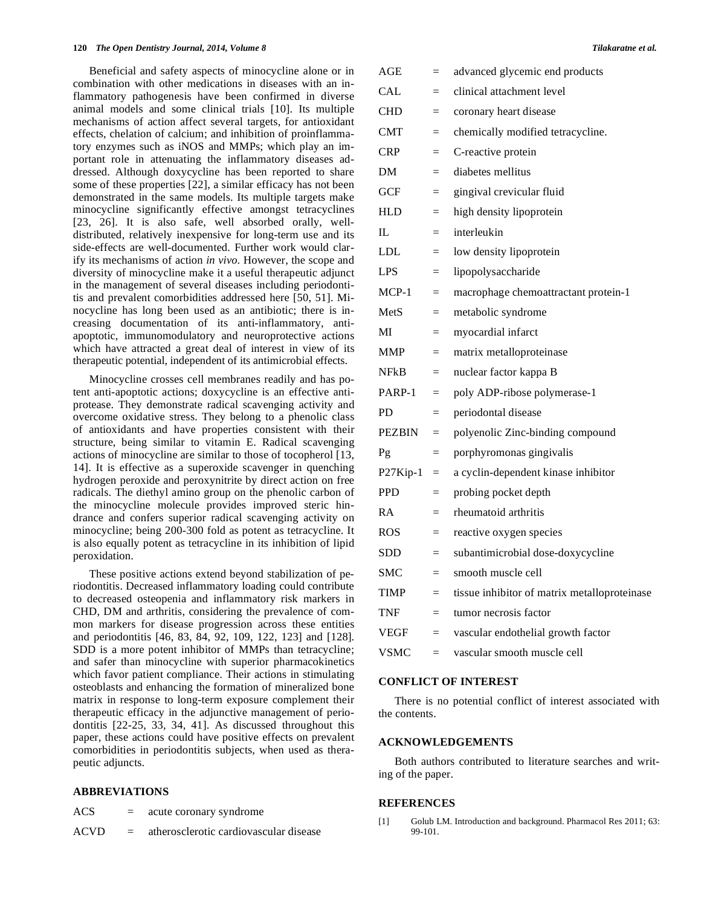Beneficial and safety aspects of minocycline alone or in combination with other medications in diseases with an inflammatory pathogenesis have been confirmed in diverse animal models and some clinical trials [10]. Its multiple mechanisms of action affect several targets, for antioxidant effects, chelation of calcium; and inhibition of proinflammatory enzymes such as iNOS and MMPs; which play an important role in attenuating the inflammatory diseases addressed. Although doxycycline has been reported to share some of these properties [22], a similar efficacy has not been demonstrated in the same models. Its multiple targets make minocycline significantly effective amongst tetracyclines [23, 26]. It is also safe, well absorbed orally, well-distributed, relatively inexpensive for long-term use and its side-effects are well-documented. Further work would clarify its mechanisms of action *in vivo*. However, the scope and diversity of minocycline make it a useful therapeutic adjunct in the management of several diseases including periodontitis and prevalent comorbidities addressed here [50, 51]. Minocycline has long been used as an antibiotic; there is increasing documentation of its anti-inflammatory, anti-apoptotic, immunomodulatory and neuroprotective actions which have attracted a great deal of interest in view of its therapeutic potential, independent of its antimicrobial effects.

Minocycline crosses cell membranes readily and has potent anti-apoptotic actions; doxycycline is an effective anti-protease. They demonstrate radical scavenging activity and overcome oxidative stress. They belong to a phenolic class of antioxidants and have properties consistent with their structure, being similar to vitamin E. Radical scavenging actions of minocycline are similar to those of tocopherol [13, 14]. It is effective as a superoxide scavenger in quenching hydrogen peroxide and peroxynitrite by direct action on free radicals. The diethyl amino group on the phenolic carbon of the minocycline molecule provides improved steric hindrance and confers superior radical scavenging activity on minocycline; being 200-300 fold as potent as tetracycline. It is also equally potent as tetracycline in its inhibition of lipid peroxidation.

These positive actions extend beyond stabilization of periodontitis. Decreased inflammatory loading could contribute to decreased osteopenia and inflammatory risk markers in CHD, DM and arthritis, considering the prevalence of common markers for disease progression across these entities and periodontitis [46, 83, 84, 92, 109, 122, 123] and [128]. SDD is a more potent inhibitor of MMPs than tetracycline; and safer than minocycline with superior pharmacokinetics which favor patient compliance. Their actions in stimulating osteoblasts and enhancing the formation of mineralized bone matrix in response to long-term exposure complement their therapeutic efficacy in the adjunctive management of periodontitis [22-25, 33, 34, 41]. As discussed throughout this paper, these actions could have positive effects on prevalent comorbidities in periodontitis subjects, when used as therapeutic adjuncts.

## ABBREVIATIONS

ACS = acute coronary syndrome
ACVD = atherosclerotic cardiovascular disease
AGE = advanced glycemic end products
CAL = clinical attachment level
CHD = coronary heart disease
CMT = chemically modified tetracycline.
CRP = C-reactive protein
DM = diabetes mellitus
GCF = gingival crevicular fluid
HLD = high density lipoprotein
IL = interleukin
LDL = low density lipoprotein
LPS = lipopolysaccharide
MCP-1 = macrophage chemoattractant protein-1
MetS = metabolic syndrome
MI = myocardial infarct
MMP = matrix metalloproteinase
NFkB = nuclear factor kappa B
PARP-1 = poly ADP-ribose polymerase-1
PD = periodontal disease
PEZBIN = polyenolic Zinc-binding compound
Pg = porphyromonas gingivalis
P27Kip-1 = a cyclin-dependent kinase inhibitor
PPD = probing pocket depth
RA = rheumatoid arthritis
ROS = reactive oxygen species
SDD = subantimicrobial dose-doxycycline
SMC = smooth muscle cell
TIMP = tissue inhibitor of matrix metalloproteinase
TNF = tumor necrosis factor
VEGF = vascular endothelial growth factor
VSMC = vascular smooth muscle cell

## CONFLICT OF INTEREST

There is no potential conflict of interest associated with the contents.

## ACKNOWLEDGEMENTS

Both authors contributed to literature searches and writing of the paper.

## REFERENCES

[1] Golub LM. Introduction and background. Pharmacol Res 2011; 63: 99-101.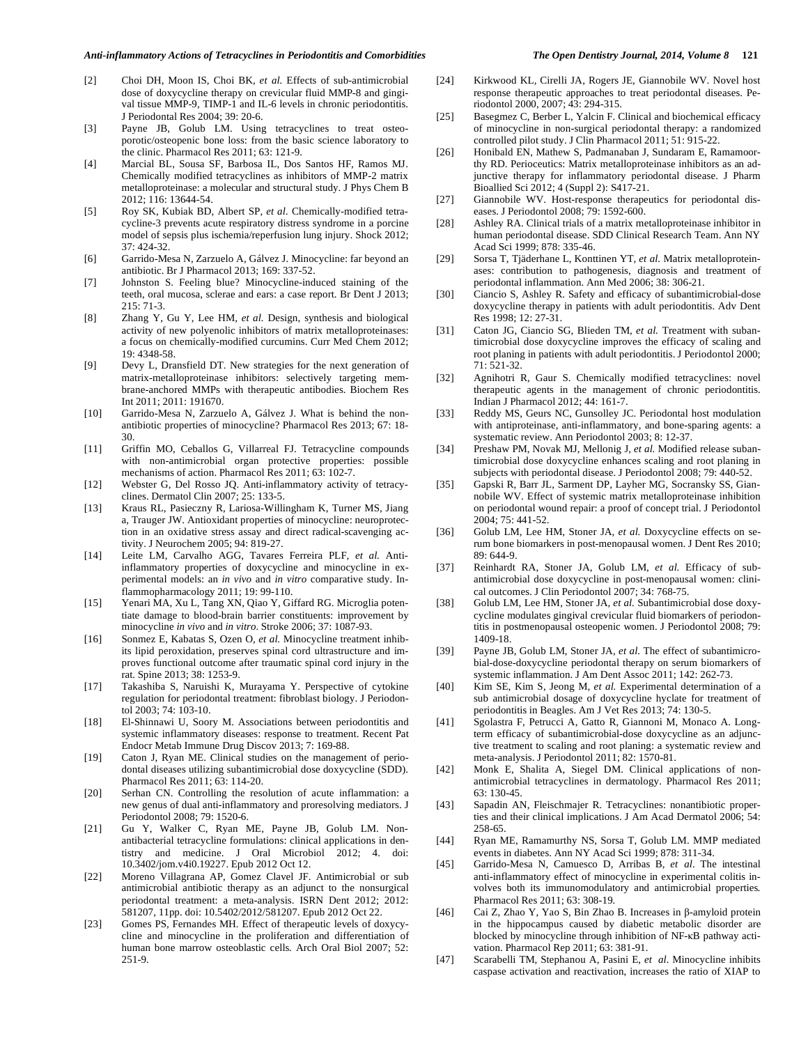[2] Choi DH, Moon IS, Choi BK, *et al.* Effects of sub-antimicrobial dose of doxycycline therapy on crevicular fluid MMP-8 and gingival tissue MMP-9, TIMP-1 and IL-6 levels in chronic periodontitis. J Periodontal Res 2004; 39: 20-6.

[3] Payne JB, Golub LM. Using tetracyclines to treat osteoporotic/osteopenic bone loss: from the basic science laboratory to the clinic. Pharmacol Res 2011; 63: 121-9.

[4] Marcial BL, Sousa SF, Barbosa IL, Dos Santos HF, Ramos MJ. Chemically modified tetracyclines as inhibitors of MMP-2 matrix metalloproteinase: a molecular and structural study. J Phys Chem B 2012; 116: 13644-54.

[5] Roy SK, Kubiak BD, Albert SP, *et al.* Chemically-modified tetracycline-3 prevents acute respiratory distress syndrome in a porcine model of sepsis plus ischemia/reperfusion lung injury. Shock 2012; 37: 424-32.

[6] Garrido-Mesa N, Zarzuelo A, Gálvez J. Minocycline: far beyond an antibiotic. Br J Pharmacol 2013; 169: 337-52.

[7] Johnston S. Feeling blue? Minocycline-induced staining of the teeth, oral mucosa, sclerae and ears: a case report. Br Dent J 2013; 215: 71-3.

[8] Zhang Y, Gu Y, Lee HM, *et al.* Design, synthesis and biological activity of new polyenolic inhibitors of matrix metalloproteinases: a focus on chemically-modified curcumins. Curr Med Chem 2012; 19: 4348-58.

[9] Devy L, Dransfield DT. New strategies for the next generation of matrix-metalloproteinase inhibitors: selectively targeting membrane-anchored MMPs with therapeutic antibodies. Biochem Res Int 2011; 2011: 191670.

[10] Garrido-Mesa N, Zarzuelo A, Gálvez J. What is behind the non-antibiotic properties of minocycline? Pharmacol Res 2013; 67: 18-30.

[11] Griffin MO, Ceballos G, Villarreal FJ. Tetracycline compounds with non-antimicrobial organ protective properties: possible mechanisms of action. Pharmacol Res 2011; 63: 102-7.

[12] Webster G, Del Rosso JQ. Anti-inflammatory activity of tetracyclines. Dermatol Clin 2007; 25: 133-5.

[13] Kraus RL, Pasieczny R, Lariosa-Willingham K, Turner MS, Jiang a, Trauger JW. Antioxidant properties of minocycline: neuroprotection in an oxidative stress assay and direct radical-scavenging activity. J Neurochem 2005; 94: 819-27.

[14] Leite LM, Carvalho AGG, Tavares Ferreira PLF, *et al.* Anti-inflammatory properties of doxycycline and minocycline in experimental models: an *in vivo* and *in vitro* comparative study. Inflammopharmacology 2011; 19: 99-110.

[15] Yenari MA, Xu L, Tang XN, Qiao Y, Giffard RG. Microglia potentiate damage to blood-brain barrier constituents: improvement by minocycline *in vivo* and *in vitro*. Stroke 2006; 37: 1087-93.

[16] Sonmez E, Kabatas S, Ozen O, *et al.* Minocycline treatment inhibits lipid peroxidation, preserves spinal cord ultrastructure and improves functional outcome after traumatic spinal cord injury in the rat. Spine 2013; 38: 1253-9.

[17] Takashiba S, Naruishi K, Murayama Y. Perspective of cytokine regulation for periodontal treatment: fibroblast biology. J Periodontol 2003; 74: 103-10.

[18] El-Shinnawi U, Soory M. Associations between periodontitis and systemic inflammatory diseases: response to treatment. Recent Pat Endocr Metab Immune Drug Discov 2013; 7: 169-88.

[19] Caton J, Ryan ME. Clinical studies on the management of periodontal diseases utilizing subantimicrobial dose doxycycline (SDD). Pharmacol Res 2011; 63: 114-20.

[20] Serhan CN. Controlling the resolution of acute inflammation: a new genus of dual anti-inflammatory and proresolving mediators. J Periodontol 2008; 79: 1520-6.

[21] Gu Y, Walker C, Ryan ME, Payne JB, Golub LM. Non-antibacterial tetracycline formulations: clinical applications in dentistry and medicine. J Oral Microbiol 2012; 4. doi: 10.3402/jom.v4i0.19227. Epub 2012 Oct 12.

[22] Moreno Villagrana AP, Gomez Clavel JF. Antimicrobial or sub antimicrobial antibiotic therapy as an adjunct to the nonsurgical periodontal treatment: a meta-analysis. ISRN Dent 2012; 2012: 581207, 11pp. doi: 10.5402/2012/581207. Epub 2012 Oct 22.

[23] Gomes PS, Fernandes MH. Effect of therapeutic levels of doxycycline and minocycline in the proliferation and differentiation of human bone marrow osteoblastic cells. Arch Oral Biol 2007; 52: 251-9.

[24] Kirkwood KL, Cirelli JA, Rogers JE, Giannobile WV. Novel host response therapeutic approaches to treat periodontal diseases. Periodontol 2000, 2007; 43: 294-315.

[25] Basegmez C, Berber L, Yalcin F. Clinical and biochemical efficacy of minocycline in non-surgical periodontal therapy: a randomized controlled pilot study. J Clin Pharmacol 2011; 51: 915-22.

[26] Honibald EN, Mathew S, Padmanaban J, Sundaram E, Ramamoorthy RD. Perioceutics: Matrix metalloproteinase inhibitors as an adjunctive therapy for inflammatory periodontal disease. J Pharm Bioallied Sci 2012; 4 (Suppl 2): S417-21.

[27] Giannobile WV. Host-response therapeutics for periodontal diseases. J Periodontol 2008; 79: 1592-600.

[28] Ashley RA. Clinical trials of a matrix metalloproteinase inhibitor in human periodontal disease. SDD Clinical Research Team. Ann NY Acad Sci 1999; 878: 335-46.

[29] Sorsa T, Tjäderhane L, Konttinen YT, *et al.* Matrix metalloproteinases: contribution to pathogenesis, diagnosis and treatment of periodontal inflammation. Ann Med 2006; 38: 306-21.

[30] Ciancio S, Ashley R. Safety and efficacy of subantimicrobial-dose doxycycline therapy in patients with adult periodontitis. Adv Dent Res 1998; 12: 27-31.

[31] Caton JG, Ciancio SG, Blieden TM, *et al.* Treatment with subantimicrobial dose doxycycline improves the efficacy of scaling and root planing in patients with adult periodontitis. J Periodontol 2000; 71: 521-32.

[32] Agnihotri R, Gaur S. Chemically modified tetracyclines: novel therapeutic agents in the management of chronic periodontitis. Indian J Pharmacol 2012; 44: 161-7.

[33] Reddy MS, Geurs NC, Gunsolley JC. Periodontal host modulation with antiproteinase, anti-inflammatory, and bone-sparing agents: a systematic review. Ann Periodontol 2003; 8: 12-37.

[34] Preshaw PM, Novak MJ, Mellonig J, *et al.* Modified release subantimicrobial dose doxycycline enhances scaling and root planing in subjects with periodontal disease. J Periodontol 2008; 79: 440-52.

[35] Gapski R, Barr JL, Sarment DP, Layher MG, Socransky SS, Giannobile WV. Effect of systemic matrix metalloproteinase inhibition on periodontal wound repair: a proof of concept trial. J Periodontol 2004; 75: 441-52.

[36] Golub LM, Lee HM, Stoner JA, *et al.* Doxycycline effects on serum bone biomarkers in post-menopausal women. J Dent Res 2010; 89: 644-9.

[37] Reinhardt RA, Stoner JA, Golub LM, *et al.* Efficacy of sub-antimicrobial dose doxycycline in post-menopausal women: clinical outcomes. J Clin Periodontol 2007; 34: 768-75.

[38] Golub LM, Lee HM, Stoner JA, *et al.* Subantimicrobial dose doxycycline modulates gingival crevicular fluid biomarkers of periodontitis in postmenopausal osteopenic women. J Periodontol 2008; 79: 1409-18.

[39] Payne JB, Golub LM, Stoner JA, *et al.* The effect of subantimicrobial-dose-doxycycline periodontal therapy on serum biomarkers of systemic inflammation. J Am Dent Assoc 2011; 142: 262-73.

[40] Kim SE, Kim S, Jeong M, *et al.* Experimental determination of a sub antimicrobial dosage of doxycycline hyclate for treatment of periodontitis in Beagles. Am J Vet Res 2013; 74: 130-5.

[41] Sgolastra F, Petrucci A, Gatto R, Giannoni M, Monaco A. Long-term efficacy of subantimicrobial-dose doxycycline as an adjunctive treatment to scaling and root planing: a systematic review and meta-analysis. J Periodontol 2011; 82: 1570-81.

[42] Monk E, Shalita A, Siegel DM. Clinical applications of non-antimicrobial tetracyclines in dermatology. Pharmacol Res 2011; 63: 130-45.

[43] Sapadin AN, Fleischmajer R. Tetracyclines: nonantibiotic properties and their clinical implications. J Am Acad Dermatol 2006; 54: 258-65.

[44] Ryan ME, Ramamurthy NS, Sorsa T, Golub LM. MMP mediated events in diabetes. Ann NY Acad Sci 1999; 878: 311-34.

[45] Garrido-Mesa N, Camuesco D, Arribas B, *et al.* The intestinal anti-inflammatory effect of minocycline in experimental colitis involves both its immunomodulatory and antimicrobial properties. Pharmacol Res 2011; 63: 308-19.

[46] Cai Z, Zhao Y, Yao S, Bin Zhao B. Increases in β-amyloid protein in the hippocampus caused by diabetic metabolic disorder are blocked by minocycline through inhibition of NF-κB pathway activation. Pharmacol Rep 2011; 63: 381-91.

[47] Scarabelli TM, Stephanou A, Pasini E, *et al.* Minocycline inhibits caspase activation and reactivation, increases the ratio of XIAP to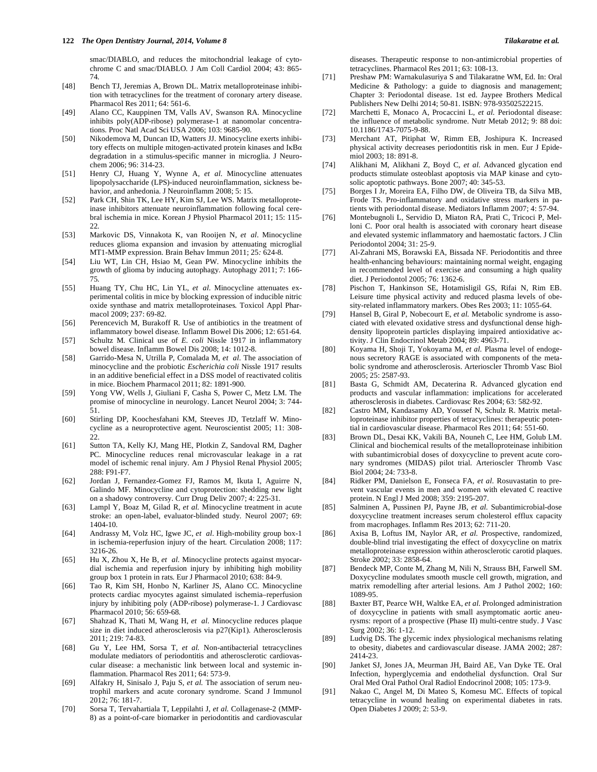smac/DIABLO, and reduces the mitochondrial leakage of cytochrome C and smac/DIABLO. J Am Coll Cardiol 2004; 43: 865-74.

[48] Bench TJ, Jeremias A, Brown DL. Matrix metalloproteinase inhibition with tetracyclines for the treatment of coronary artery disease. Pharmacol Res 2011; 64: 561-6.

[49] Alano CC, Kauppinen TM, Valls AV, Swanson RA. Minocycline inhibits poly(ADP-ribose) polymerase-1 at nanomolar concentrations. Proc Natl Acad Sci USA 2006; 103: 9685-90.

[50] Nikodemova M, Duncan ID, Watters JJ. Minocycline exerts inhibitory effects on multiple mitogen-activated protein kinases and IκBα degradation in a stimulus-specific manner in microglia. J Neurochem 2006; 96: 314-23.

[51] Henry CJ, Huang Y, Wynne A, *et al.* Minocycline attenuates lipopolysaccharide (LPS)-induced neuroinflammation, sickness behavior, and anhedonia. J Neuroinflamm 2008; 5: 15.

[52] Park CH, Shin TK, Lee HY, Kim SJ, Lee WS. Matrix metalloproteinase inhibitors attenuate neuroinflammation following focal cerebral ischemia in mice. Korean J Physiol Pharmacol 2011; 15: 115-22.

[53] Markovic DS, Vinnakota K, van Rooijen N, *et al*. Minocycline reduces glioma expansion and invasion by attenuating microglial MT1-MMP expression. Brain Behav Immun 2011; 25: 624-8.

[54] Liu WT, Lin CH, Hsiao M, Gean PW. Minocycline inhibits the growth of glioma by inducing autophagy. Autophagy 2011; 7: 166-75.

[55] Huang TY, Chu HC, Lin YL, *et al*. Minocycline attenuates experimental colitis in mice by blocking expression of inducible nitric oxide synthase and matrix metalloproteinases. Toxicol Appl Pharmacol 2009; 237: 69-82.

[56] Perencevich M, Burakoff R. Use of antibiotics in the treatment of inflammatory bowel disease. Inflamm Bowel Dis 2006; 12: 651-64.

[57] Schultz M. Clinical use of *E. coli* Nissle 1917 in inflammatory bowel disease. Inflamm Bowel Dis 2008; 14: 1012-8.

[58] Garrido-Mesa N, Utrilla P, Comalada M, *et al*. The association of minocycline and the probiotic *Escherichia coli* Nissle 1917 results in an additive beneficial effect in a DSS model of reactivated colitis in mice. Biochem Pharmacol 2011; 82: 1891-900.

[59] Yong VW, Wells J, Giuliani F, Casha S, Power C, Metz LM. The promise of minocycline in neurology. Lancet Neurol 2004; 3: 744-51.

[60] Stirling DP, Koochesfahani KM, Steeves JD, Tetzlaff W. Minocycline as a neuroprotective agent. Neuroscientist 2005; 11: 308-22.

[61] Sutton TA, Kelly KJ, Mang HE, Plotkin Z, Sandoval RM, Dagher PC. Minocycline reduces renal microvascular leakage in a rat model of ischemic renal injury. Am J Physiol Renal Physiol 2005; 288: F91-F7.

[62] Jordan J, Fernandez-Gomez FJ, Ramos M, Ikuta I, Aguirre N, Galindo MF. Minocycline and cytoprotection: shedding new light on a shadowy controversy. Curr Drug Deliv 2007; 4: 225-31.

[63] Lampl Y, Boaz M, Gilad R, *et al.* Minocycline treatment in acute stroke: an open-label, evaluator-blinded study. Neurol 2007; 69: 1404-10.

[64] Andrassy M, Volz HC, Igwe JC, *et al*. High-mobility group box-1 in ischemia-reperfusion injury of the heart. Circulation 2008; 117: 3216-26.

[65] Hu X, Zhou X, He B, *et al*. Minocycline protects against myocardial ischemia and reperfusion injury by inhibiting high mobility group box 1 protein in rats. Eur J Pharmacol 2010; 638: 84-9.

[66] Tao R, Kim SH, Honbo N, Karliner JS, Alano CC. Minocycline protects cardiac myocytes against simulated ischemia–reperfusion injury by inhibiting poly (ADP-ribose) polymerase-1. J Cardiovasc Pharmacol 2010; 56: 659-68.

[67] Shahzad K, Thati M, Wang H, *et al*. Minocycline reduces plaque size in diet induced atherosclerosis via p27(Kip1). Atherosclerosis 2011; 219: 74-83.

[68] Gu Y, Lee HM, Sorsa T, *et al.* Non-antibacterial tetracyclines modulate mediators of periodontitis and atherosclerotic cardiovascular disease: a mechanistic link between local and systemic inflammation. Pharmacol Res 2011; 64: 573-9.

[69] Alfakry H, Sinisalo J, Paju S, *et al.* The association of serum neutrophil markers and acute coronary syndrome. Scand J Immunol 2012; 76: 181-7.

[70] Sorsa T, Tervahartiala T, Leppilahti J, *et al.* Collagenase-2 (MMP-8) as a point-of-care biomarker in periodontitis and cardiovascular diseases. Therapeutic response to non-antimicrobial properties of tetracyclines. Pharmacol Res 2011; 63: 108-13.

[71] Preshaw PM: Warnakulasuriya S and Tilakaratne WM, Ed. In: Oral Medicine & Pathology: a guide to diagnosis and management; Chapter 3: Periodontal disease. 1st ed. Jaypee Brothers Medical Publishers New Delhi 2014; 50-81. ISBN: 978-93502522215.

[72] Marchetti E, Monaco A, Procaccini L, *et al.* Periodontal disease: the influence of metabolic syndrome. Nutr Metab 2012; 9: 88 doi: 10.1186/1743-7075-9-88.

[73] Merchant AT, Pitiphat W, Rimm EB, Joshipura K. Increased physical activity decreases periodontitis risk in men. Eur J Epidemiol 2003; 18: 891-8.

[74] Alikhani M, Alikhani Z, Boyd C, *et al.* Advanced glycation end products stimulate osteoblast apoptosis via MAP kinase and cytosolic apoptotic pathways. Bone 2007; 40: 345-53.

[75] Borges I Jr, Moreira EA, Filho DW, de Oliveira TB, da Silva MB, Frode TS. Pro-inflammatory and oxidative stress markers in patients with periodontal disease. Mediators Inflamm 2007; 4: 57-94.

[76] Montebugnoli L, Servidio D, Miaton RA, Prati C, Tricoci P, Melloni C. Poor oral health is associated with coronary heart disease and elevated systemic inflammatory and haemostatic factors. J Clin Periodontol 2004; 31: 25-9.

[77] Al-Zahrani MS, Borawski EA, Bissada NF. Periodontitis and three health-enhancing behaviours: maintaining normal weight, engaging in recommended level of exercise and consuming a high quality diet. J Periodontol 2005; 76: 1362-6.

[78] Pischon T, Hankinson SE, Hotamisligil GS, Rifai N, Rim EB. Leisure time physical activity and reduced plasma levels of obesity-related inflammatory markers. Obes Res 2003; 11: 1055-64.

[79] Hansel B, Giral P, Nobecourt E, *et al.* Metabolic syndrome is associated with elevated oxidative stress and dysfunctional dense high-density lipoprotein particles displaying impaired antioxidative activity. J Clin Endocrinol Metab 2004; 89: 4963-71.

[80] Koyama H, Shoji T, Yokoyama M, *et al.* Plasma level of endogenous secretory RAGE is associated with components of the metabolic syndrome and atherosclerosis. Arterioscler Thromb Vasc Biol 2005; 25: 2587-93.

[81] Basta G, Schmidt AM, Decaterina R. Advanced glycation end products and vascular inflammation: implications for accelerated atherosclerosis in diabetes. Cardiovasc Res 2004; 63: 582-92.

[82] Castro MM, Kandasamy AD, Youssef N, Schulz R. Matrix metalloproteinase inhibitor properties of tetracyclines: therapeutic potential in cardiovascular disease. Pharmacol Res 2011; 64: 551-60.

[83] Brown DL, Desai KK, Vakili BA, Nouneh C, Lee HM, Golub LM. Clinical and biochemical results of the metalloproteinase inhibition with subantimicrobial doses of doxycycline to prevent acute coronary syndromes (MIDAS) pilot trial. Arterioscler Thromb Vasc Biol 2004; 24: 733-8.

[84] Ridker PM, Danielson E, Fonseca FA, *et al.* Rosuvastatin to prevent vascular events in men and women with elevated C reactive protein. N Engl J Med 2008; 359: 2195-207.

[85] Salminen A, Pussinen PJ, Payne JB, *et al.* Subantimicrobial-dose doxycycline treatment increases serum cholesterol efflux capacity from macrophages. Inflamm Res 2013; 62: 711-20.

[86] Axisa B, Loftus IM, Naylor AR, *et al.* Prospective, randomized, double-blind trial investigating the effect of doxycycline on matrix metalloproteinase expression within atherosclerotic carotid plaques. Stroke 2002; 33: 2858-64.

[87] Bendeck MP, Conte M, Zhang M, Nili N, Strauss BH, Farwell SM. Doxycycline modulates smooth muscle cell growth, migration, and matrix remodelling after arterial lesions. Am J Pathol 2002; 160: 1089-95.

[88] Baxter BT, Pearce WH, Waltke EA, *et al.* Prolonged administration of doxycycline in patients with small asymptomatic aortic aneurysms: report of a prospective (Phase II) multi-centre study. J Vasc Surg 2002; 36: 1-12.

[89] Ludvig DS. The glycemic index physiological mechanisms relating to obesity, diabetes and cardiovascular disease. JAMA 2002; 287: 2414-23.

[90] Janket SJ, Jones JA, Meurman JH, Baird AE, Van Dyke TE. Oral Infection, hyperglycemia and endothelial dysfunction. Oral Sur Oral Med Oral Pathol Oral Radiol Endocrinol 2008; 105: 173-9.

[91] Nakao C, Angel M, Di Mateo S, Komesu MC. Effects of topical tetracycline in wound healing on experimental diabetes in rats. Open Diabetes J 2009; 2: 53-9.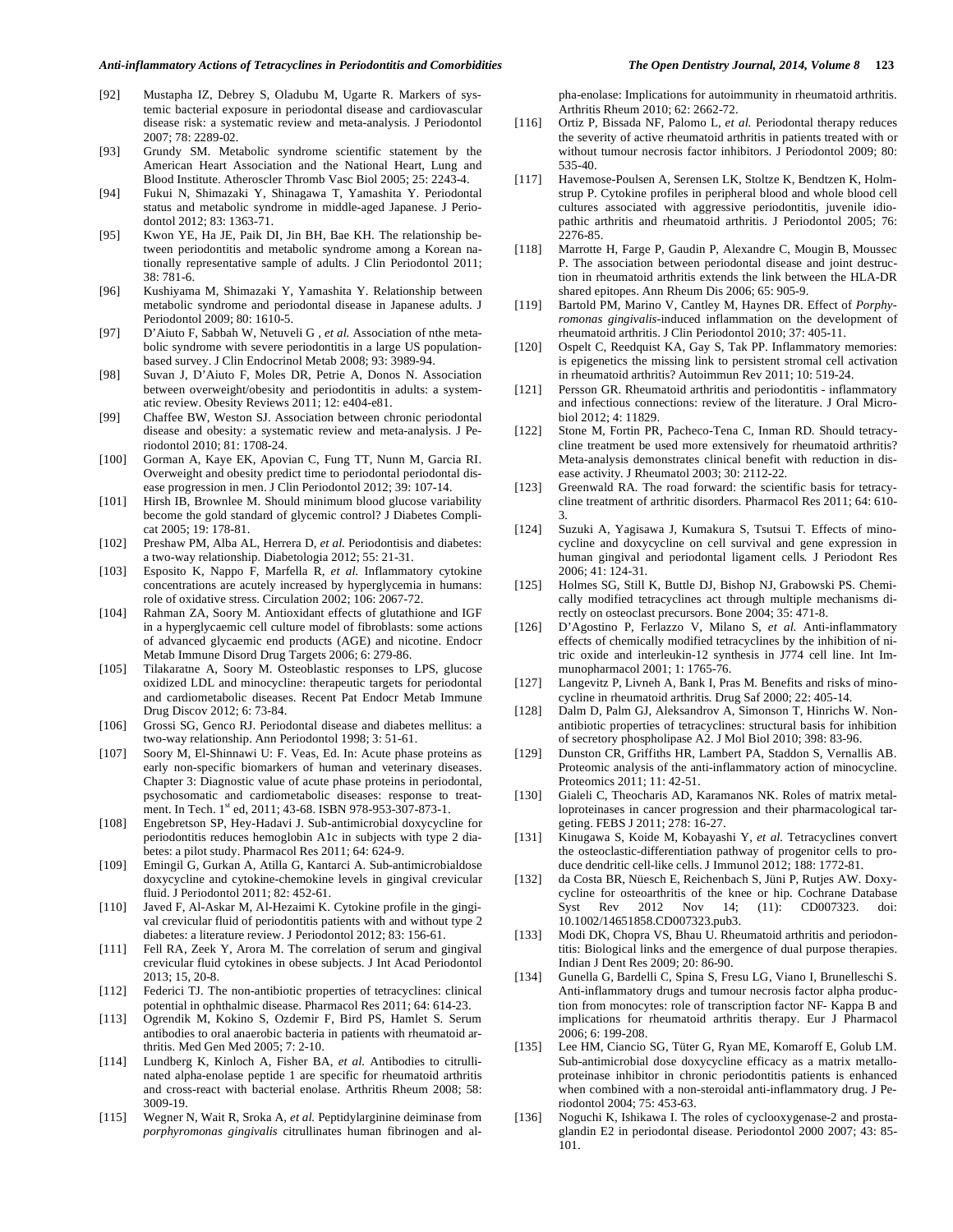[92] Mustapha IZ, Debrey S, Oladubu M, Ugarte R. Markers of systemic bacterial exposure in periodontal disease and cardiovascular disease risk: a systematic review and meta-analysis. J Periodontol 2007; 78: 2289-02.

[93] Grundy SM. Metabolic syndrome scientific statement by the American Heart Association and the National Heart, Lung and Blood Institute. Atheroscler Thromb Vasc Biol 2005; 25: 2243-4.

[94] Fukui N, Shimazaki Y, Shinagawa T, Yamashita Y. Periodontal status and metabolic syndrome in middle-aged Japanese. J Periodontol 2012; 83: 1363-71.

[95] Kwon YE, Ha JE, Paik DI, Jin BH, Bae KH. The relationship between periodontitis and metabolic syndrome among a Korean nationally representative sample of adults. J Clin Periodontol 2011; 38: 781-6.

[96] Kushiyama M, Shimazaki Y, Yamashita Y. Relationship between metabolic syndrome and periodontal disease in Japanese adults. J Periodontol 2009; 80: 1610-5.

[97] D'Aiuto F, Sabbah W, Netuveli G , *et al.* Association of nthe metabolic syndrome with severe periodontitis in a large US population-based survey. J Clin Endocrinol Metab 2008; 93: 3989-94.

[98] Suvan J, D'Aiuto F, Moles DR, Petrie A, Donos N. Association between overweight/obesity and periodontitis in adults: a systematic review. Obesity Reviews 2011; 12: e404-e81.

[99] Chaffee BW, Weston SJ. Association between chronic periodontal disease and obesity: a systematic review and meta-analysis. J Periodontol 2010; 81: 1708-24.

[100] Gorman A, Kaye EK, Apovian C, Fung TT, Nunn M, Garcia RI. Overweight and obesity predict time to periodontal periodontal disease progression in men. J Clin Periodontol 2012; 39: 107-14.

[101] Hirsh IB, Brownlee M. Should minimum blood glucose variability become the gold standard of glycemic control? J Diabetes Complicat 2005; 19: 178-81.

[102] Preshaw PM, Alba AL, Herrera D, *et al.* Periodontisis and diabetes: a two-way relationship. Diabetologia 2012; 55: 21-31.

[103] Esposito K, Nappo F, Marfella R, *et al.* Inflammatory cytokine concentrations are acutely increased by hyperglycemia in humans: role of oxidative stress. Circulation 2002; 106: 2067-72.

[104] Rahman ZA, Soory M. Antioxidant effects of glutathione and IGF in a hyperglycaemic cell culture model of fibroblasts: some actions of advanced glycaemic end products (AGE) and nicotine. Endocr Metab Immune Disord Drug Targets 2006; 6: 279-86.

[105] Tilakaratne A, Soory M. Osteoblastic responses to LPS, glucose oxidized LDL and minocycline: therapeutic targets for periodontal and cardiometabolic diseases. Recent Pat Endocr Metab Immune Drug Discov 2012; 6: 73-84.

[106] Grossi SG, Genco RJ. Periodontal disease and diabetes mellitus: a two-way relationship. Ann Periodontol 1998; 3: 51-61.

[107] Soory M, El-Shinnawi U: F. Veas, Ed. In: Acute phase proteins as early non-specific biomarkers of human and veterinary diseases. Chapter 3: Diagnostic value of acute phase proteins in periodontal, psychosomatic and cardiometabolic diseases: response to treatment. In Tech. 1st ed, 2011; 43-68. ISBN 978-953-307-873-1.

[108] Engebretson SP, Hey-Hadavi J. Sub-antimicrobial doxycycline for periodontitis reduces hemoglobin A1c in subjects with type 2 diabetes: a pilot study. Pharmacol Res 2011; 64: 624-9.

[109] Emingil G, Gurkan A, Atilla G, Kantarci A. Sub-antimicrobialdose doxycycline and cytokine-chemokine levels in gingival crevicular fluid. J Periodontol 2011; 82: 452-61.

[110] Javed F, Al-Askar M, Al-Hezaimi K. Cytokine profile in the gingival crevicular fluid of periodontitis patients with and without type 2 diabetes: a literature review. J Periodontol 2012; 83: 156-61.

[111] Fell RA, Zeek Y, Arora M. The correlation of serum and gingival crevicular fluid cytokines in obese subjects. J Int Acad Periodontol 2013; 15, 20-8.

[112] Federici TJ. The non-antibiotic properties of tetracyclines: clinical potential in ophthalmic disease. Pharmacol Res 2011; 64: 614-23.

[113] Ogrendik M, Kokino S, Ozdemir F, Bird PS, Hamlet S. Serum antibodies to oral anaerobic bacteria in patients with rheumatoid arthritis. Med Gen Med 2005; 7: 2-10.

[114] Lundberg K, Kinloch A, Fisher BA, *et al.* Antibodies to citrullinated alpha-enolase peptide 1 are specific for rheumatoid arthritis and cross-react with bacterial enolase. Arthritis Rheum 2008; 58: 3009-19.

[115] Wegner N, Wait R, Sroka A, *et al.* Peptidylarginine deiminase from *porphyromonas gingivalis* citrullinates human fibrinogen and alpha-enolase: Implications for autoimmunity in rheumatoid arthritis. Arthritis Rheum 2010; 62: 2662-72.

[116] Ortiz P, Bissada NF, Palomo L, *et al.* Periodontal therapy reduces the severity of active rheumatoid arthritis in patients treated with or without tumour necrosis factor inhibitors. J Periodontol 2009; 80: 535-40.

[117] Havemose-Poulsen A, Serensen LK, Stoltze K, Bendtzen K, Holmstrup P. Cytokine profiles in peripheral blood and whole blood cell cultures associated with aggressive periodontitis, juvenile idiopathic arthritis and rheumatoid arthritis. J Periodontol 2005; 76: 2276-85.

[118] Marrotte H, Farge P, Gaudin P, Alexandre C, Mougin B, Moussec P. The association between periodontal disease and joint destruction in rheumatoid arthritis extends the link between the HLA-DR shared epitopes. Ann Rheum Dis 2006; 65: 905-9.

[119] Bartold PM, Marino V, Cantley M, Haynes DR. Effect of *Porphyromonas gingivalis*-induced inflammation on the development of rheumatoid arthritis. J Clin Periodontol 2010; 37: 405-11.

[120] Ospelt C, Reedquist KA, Gay S, Tak PP. Inflammatory memories: is epigenetics the missing link to persistent stromal cell activation in rheumatoid arthritis? Autoimmun Rev 2011; 10: 519-24.

[121] Persson GR. Rheumatoid arthritis and periodontitis - inflammatory and infectious connections: review of the literature. J Oral Microbiol 2012; 4: 11829.

[122] Stone M, Fortin PR, Pacheco-Tena C, Inman RD. Should tetracycline treatment be used more extensively for rheumatoid arthritis? Meta-analysis demonstrates clinical benefit with reduction in disease activity. J Rheumatol 2003; 30: 2112-22.

[123] Greenwald RA. The road forward: the scientific basis for tetracycline treatment of arthritic disorders. Pharmacol Res 2011; 64: 610-3.

[124] Suzuki A, Yagisawa J, Kumakura S, Tsutsui T. Effects of minocycline and doxycycline on cell survival and gene expression in human gingival and periodontal ligament cells. J Periodont Res 2006; 41: 124-31.

[125] Holmes SG, Still K, Buttle DJ, Bishop NJ, Grabowski PS. Chemically modified tetracyclines act through multiple mechanisms directly on osteoclast precursors. Bone 2004; 35: 471-8.

[126] D'Agostino P, Ferlazzo V, Milano S, *et al.* Anti-inflammatory effects of chemically modified tetracyclines by the inhibition of nitric oxide and interleukin-12 synthesis in J774 cell line. Int Immunopharmacol 2001; 1: 1765-76.

[127] Langevitz P, Livneh A, Bank I, Pras M. Benefits and risks of minocycline in rheumatoid arthritis. Drug Saf 2000; 22: 405-14.

[128] Dalm D, Palm GJ, Aleksandrov A, Simonson T, Hinrichs W. Non-antibiotic properties of tetracyclines: structural basis for inhibition of secretory phospholipase A2. J Mol Biol 2010; 398: 83-96.

[129] Dunston CR, Griffiths HR, Lambert PA, Staddon S, Vernallis AB. Proteomic analysis of the anti-inflammatory action of minocycline. Proteomics 2011; 11: 42-51.

[130] Gialeli C, Theocharis AD, Karamanos NK. Roles of matrix metalloproteinases in cancer progression and their pharmacological targeting. FEBS J 2011; 278: 16-27.

[131] Kinugawa S, Koide M, Kobayashi Y, *et al.* Tetracyclines convert the osteoclastic-differentiation pathway of progenitor cells to produce dendritic cell-like cells. J Immunol 2012; 188: 1772-81.

[132] da Costa BR, Nüesch E, Reichenbach S, Jüni P, Rutjes AW. Doxycycline for osteoarthritis of the knee or hip. Cochrane Database Syst Rev 2012 Nov 14; (11): CD007323. doi: 10.1002/14651858.CD007323.pub3.

[133] Modi DK, Chopra VS, Bhau U. Rheumatoid arthritis and periodontitis: Biological links and the emergence of dual purpose therapies. Indian J Dent Res 2009; 20: 86-90.

[134] Gunella G, Bardelli C, Spina S, Fresu LG, Viano I, Brunelleschi S. Anti-inflammatory drugs and tumour necrosis factor alpha production from monocytes: role of transcription factor NF- Kappa B and implications for rheumatoid arthritis therapy. Eur J Pharmacol 2006; 6: 199-208.

[135] Lee HM, Ciancio SG, Tüter G, Ryan ME, Komaroff E, Golub LM. Sub-antimicrobial dose doxycycline efficacy as a matrix metalloproteinase inhibitor in chronic periodontitis patients is enhanced when combined with a non-steroidal anti-inflammatory drug. J Periodontol 2004; 75: 453-63.

[136] Noguchi K, Ishikawa I. The roles of cyclooxygenase-2 and prostaglandin E2 in periodontal disease. Periodontol 2000 2007; 43: 85-101.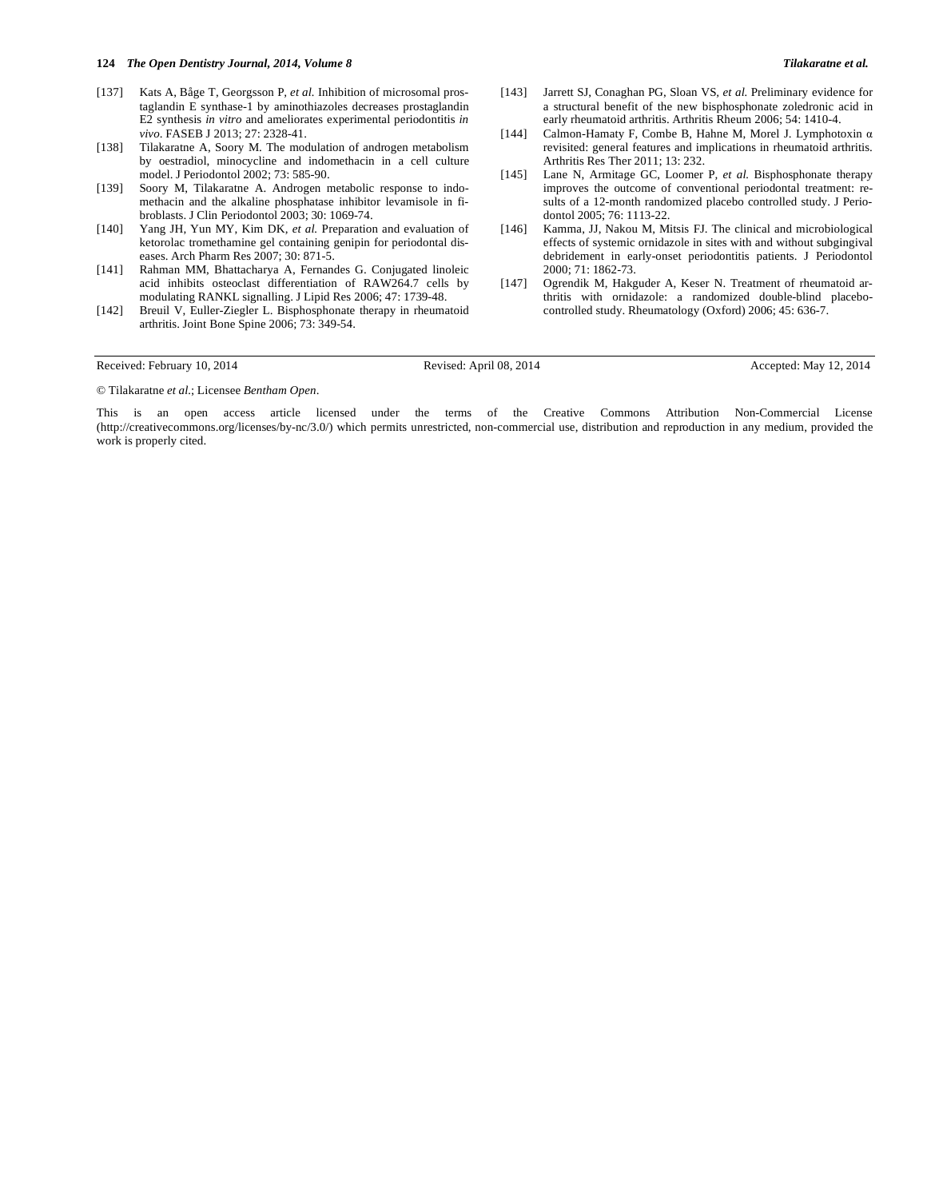[137] Kats A, Båge T, Georgsson P, *et al.* Inhibition of microsomal prostaglandin E synthase-1 by aminothiazoles decreases prostaglandin E2 synthesis *in vitro* and ameliorates experimental periodontitis *in vivo*. FASEB J 2013; 27: 2328-41.

[138] Tilakaratne A, Soory M. The modulation of androgen metabolism by oestradiol, minocycline and indomethacin in a cell culture model. J Periodontol 2002; 73: 585-90.

[139] Soory M, Tilakaratne A. Androgen metabolic response to indomethacin and the alkaline phosphatase inhibitor levamisole in fibroblasts. J Clin Periodontol 2003; 30: 1069-74.

[140] Yang JH, Yun MY, Kim DK, *et al.* Preparation and evaluation of ketorolac tromethamine gel containing genipin for periodontal diseases. Arch Pharm Res 2007; 30: 871-5.

[141] Rahman MM, Bhattacharya A, Fernandes G. Conjugated linoleic acid inhibits osteoclast differentiation of RAW264.7 cells by modulating RANKL signalling. J Lipid Res 2006; 47: 1739-48.

[142] Breuil V, Euller-Ziegler L. Bisphosphonate therapy in rheumatoid arthritis. Joint Bone Spine 2006; 73: 349-54.

[143] Jarrett SJ, Conaghan PG, Sloan VS, *et al.* Preliminary evidence for a structural benefit of the new bisphosphonate zoledronic acid in early rheumatoid arthritis. Arthritis Rheum 2006; 54: 1410-4.

[144] Calmon-Hamaty F, Combe B, Hahne M, Morel J. Lymphotoxin α revisited: general features and implications in rheumatoid arthritis. Arthritis Res Ther 2011; 13: 232.

[145] Lane N, Armitage GC, Loomer P, *et al.* Bisphosphonate therapy improves the outcome of conventional periodontal treatment: results of a 12-month randomized placebo controlled study. J Periodontol 2005; 76: 1113-22.

[146] Kamma, JJ, Nakou M, Mitsis FJ. The clinical and microbiological effects of systemic ornidazole in sites with and without subgingival debridement in early-onset periodontitis patients. J Periodontol 2000; 71: 1862-73.

[147] Ogrendik M, Hakguder A, Keser N. Treatment of rheumatoid arthritis with ornidazole: a randomized double-blind placebo-controlled study. Rheumatology (Oxford) 2006; 45: 636-7.

Received: February 10, 2014 Revised: April 08, 2014 Accepted: May 12, 2014

© Tilakaratne *et al.*; Licensee *Bentham Open*.

This is an open access article licensed under the terms of the Creative Commons Attribution Non-Commercial License (http://creativecommons.org/licenses/by-nc/3.0/) which permits unrestricted, non-commercial use, distribution and reproduction in any medium, provided the work is properly cited.